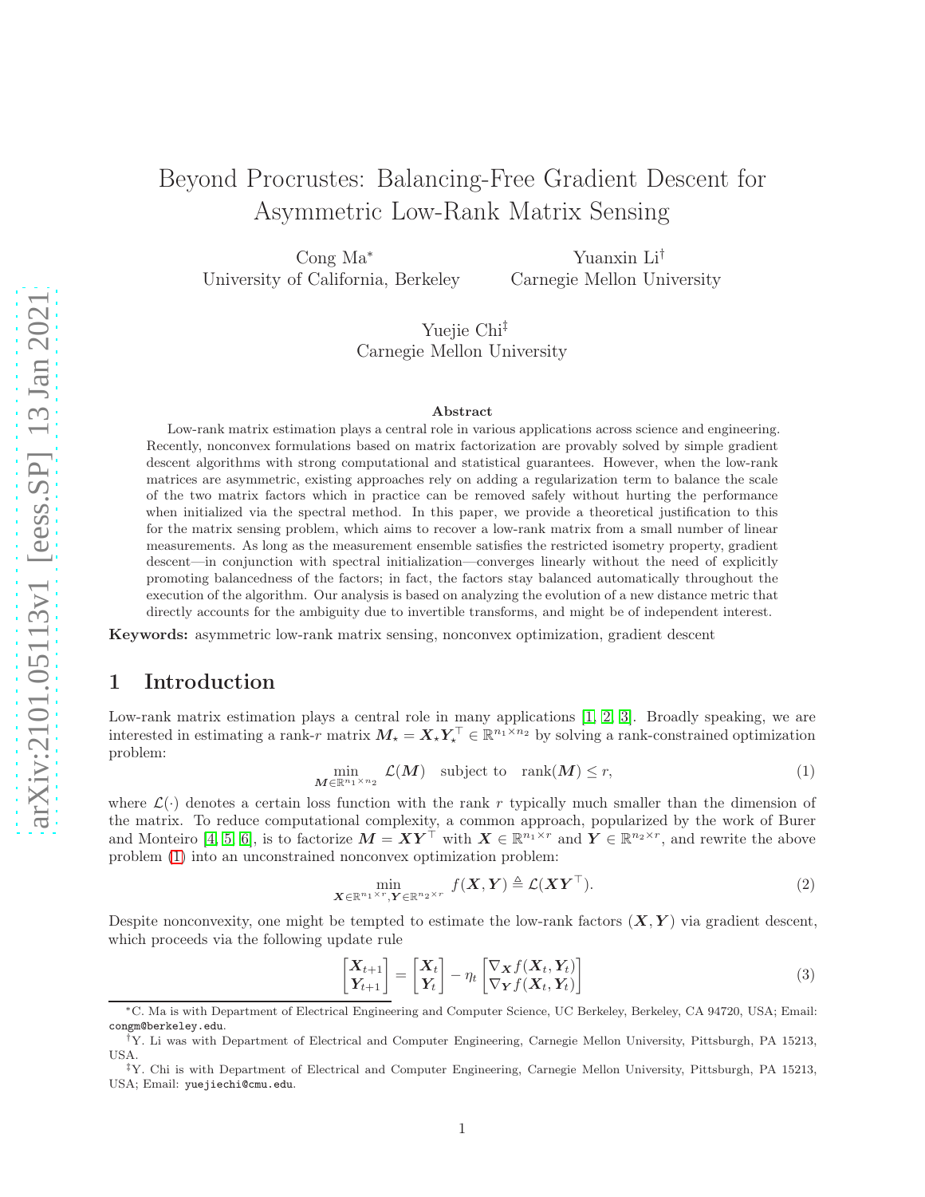# Beyond Procrustes: Balancing-Free Gradient Descent for Asymmetric Low-Rank Matrix Sensing

Cong Ma*
University of California, Berkeley

Yuanxin Li†
Carnegie Mellon University

Yuejie Chi‡
Carnegie Mellon University

### Abstract

Low-rank matrix estimation plays a central role in various applications across science and engineering. Recently, nonconvex formulations based on matrix factorization are provably solved by simple gradient descent algorithms with strong computational and statistical guarantees. However, when the low-rank matrices are asymmetric, existing approaches rely on adding a regularization term to balance the scale of the two matrix factors which in practice can be removed safely without hurting the performance when initialized via the spectral method. In this paper, we provide a theoretical justification to this for the matrix sensing problem, which aims to recover a low-rank matrix from a small number of linear measurements. As long as the measurement ensemble satisfies the restricted isometry property, gradient descent—in conjunction with spectral initialization—converges linearly without the need of explicitly promoting balancedness of the factors; in fact, the factors stay balanced automatically throughout the execution of the algorithm. Our analysis is based on analyzing the evolution of a new distance metric that directly accounts for the ambiguity due to invertible transforms, and might be of independent interest.

**Keywords:** asymmetric low-rank matrix sensing, nonconvex optimization, gradient descent

## 1 Introduction

Low-rank matrix estimation plays a central role in many applications [1, 2, 3]. Broadly speaking, we are interested in estimating a rank-$r$ matrix $\boldsymbol{M}_\star = \boldsymbol{X}_\star \boldsymbol{Y}_\star^\top \in \mathbb{R}^{n_1 \times n_2}$ by solving a rank-constrained optimization problem:

$$\min_{\boldsymbol{M} \in \mathbb{R}^{n_1 \times n_2}} \mathcal{L}(\boldsymbol{M}) \quad \text{subject to} \quad \text{rank}(\boldsymbol{M}) \leq r, \tag{1}$$

where $\mathcal{L}(\cdot)$ denotes a certain loss function with the rank $r$ typically much smaller than the dimension of the matrix. To reduce computational complexity, a common approach, popularized by the work of Burer and Monteiro [4, 5, 6], is to factorize $\boldsymbol{M} = \boldsymbol{X}\boldsymbol{Y}^\top$ with $\boldsymbol{X} \in \mathbb{R}^{n_1 \times r}$ and $\boldsymbol{Y} \in \mathbb{R}^{n_2 \times r}$, and rewrite the above problem (1) into an unconstrained nonconvex optimization problem:

$$\min_{\boldsymbol{X} \in \mathbb{R}^{n_1 \times r}, \boldsymbol{Y} \in \mathbb{R}^{n_2 \times r}} f(\boldsymbol{X}, \boldsymbol{Y}) \triangleq \mathcal{L}(\boldsymbol{X}\boldsymbol{Y}^\top). \tag{2}$$

Despite nonconvexity, one might be tempted to estimate the low-rank factors $(\boldsymbol{X}, \boldsymbol{Y})$ via gradient descent, which proceeds via the following update rule

$$\begin{bmatrix} \boldsymbol{X}_{t+1} \\ \boldsymbol{Y}_{t+1} \end{bmatrix} = \begin{bmatrix} \boldsymbol{X}_t \\ \boldsymbol{Y}_t \end{bmatrix} - \eta_t \begin{bmatrix} \nabla_{\boldsymbol{X}} f(\boldsymbol{X}_t, \boldsymbol{Y}_t) \\ \nabla_{\boldsymbol{Y}} f(\boldsymbol{X}_t, \boldsymbol{Y}_t) \end{bmatrix} \tag{3}$$

---

*C. Ma is with Department of Electrical Engineering and Computer Science, UC Berkeley, Berkeley, CA 94720, USA; Email: congm@berkeley.edu.

†Y. Li was with Department of Electrical and Computer Engineering, Carnegie Mellon University, Pittsburgh, PA 15213, USA.

‡Y. Chi is with Department of Electrical and Computer Engineering, Carnegie Mellon University, Pittsburgh, PA 15213, USA; Email: yuejiechi@cmu.edu.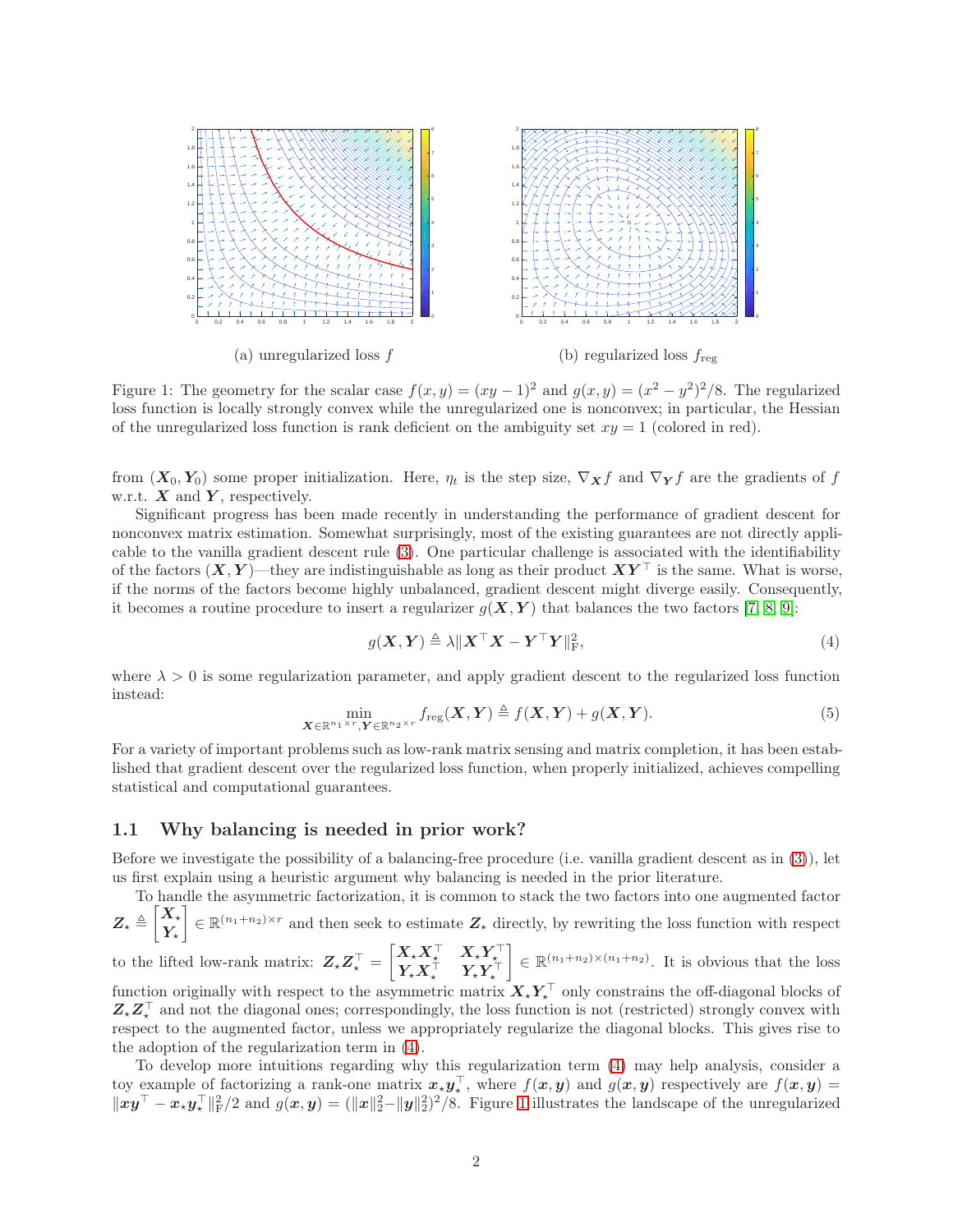(a) unregularized loss $f$

(b) regularized loss $f_{\text{reg}}$

Figure 1: The geometry for the scalar case $f(x, y) = (xy - 1)^2$ and $g(x, y) = (x^2 - y^2)^2/8$. The regularized loss function is locally strongly convex while the unregularized one is nonconvex; in particular, the Hessian of the unregularized loss function is rank deficient on the ambiguity set $xy = 1$ (colored in red).

from $(\boldsymbol{X}_0, \boldsymbol{Y}_0)$ some proper initialization. Here, $\eta_t$ is the step size, $\nabla_{\boldsymbol{X}} f$ and $\nabla_{\boldsymbol{Y}} f$ are the gradients of $f$ w.r.t. $\boldsymbol{X}$ and $\boldsymbol{Y}$, respectively.

Significant progress has been made recently in understanding the performance of gradient descent for nonconvex matrix estimation. Somewhat surprisingly, most of the existing guarantees are not directly applicable to the vanilla gradient descent rule (3). One particular challenge is associated with the identifiability of the factors $(\boldsymbol{X}, \boldsymbol{Y})$—they are indistinguishable as long as their product $\boldsymbol{X}\boldsymbol{Y}^\top$ is the same. What is worse, if the norms of the factors become highly unbalanced, gradient descent might diverge easily. Consequently, it becomes a routine procedure to insert a regularizer $g(\boldsymbol{X}, \boldsymbol{Y})$ that balances the two factors [7, 8, 9]:

$$g(\boldsymbol{X}, \boldsymbol{Y}) \triangleq \lambda \|\boldsymbol{X}^\top \boldsymbol{X} - \boldsymbol{Y}^\top \boldsymbol{Y}\|_{\mathrm{F}}^2, \tag{4}$$

where $\lambda > 0$ is some regularization parameter, and apply gradient descent to the regularized loss function instead:

$$\min_{\boldsymbol{X} \in \mathbb{R}^{n_1 \times r}, \boldsymbol{Y} \in \mathbb{R}^{n_2 \times r}} f_{\text{reg}}(\boldsymbol{X}, \boldsymbol{Y}) \triangleq f(\boldsymbol{X}, \boldsymbol{Y}) + g(\boldsymbol{X}, \boldsymbol{Y}). \tag{5}$$

For a variety of important problems such as low-rank matrix sensing and matrix completion, it has been established that gradient descent over the regularized loss function, when properly initialized, achieves compelling statistical and computational guarantees.

### 1.1 Why balancing is needed in prior work?

Before we investigate the possibility of a balancing-free procedure (i.e. vanilla gradient descent as in (3)), let us first explain using a heuristic argument why balancing is needed in the prior literature.

To handle the asymmetric factorization, it is common to stack the two factors into one augmented factor $\boldsymbol{Z}_\star \triangleq \begin{bmatrix} \boldsymbol{X}_\star \\ \boldsymbol{Y}_\star \end{bmatrix} \in \mathbb{R}^{(n_1+n_2) \times r}$ and then seek to estimate $\boldsymbol{Z}_\star$ directly, by rewriting the loss function with respect to the lifted low-rank matrix: $\boldsymbol{Z}_\star \boldsymbol{Z}_\star^\top = \begin{bmatrix} \boldsymbol{X}_\star \boldsymbol{X}_\star^\top & \boldsymbol{X}_\star \boldsymbol{Y}_\star^\top \\ \boldsymbol{Y}_\star \boldsymbol{X}_\star^\top & \boldsymbol{Y}_\star \boldsymbol{Y}_\star^\top \end{bmatrix} \in \mathbb{R}^{(n_1+n_2) \times (n_1+n_2)}$. It is obvious that the loss function originally with respect to the asymmetric matrix $\boldsymbol{X}_\star \boldsymbol{Y}_\star^\top$ only constrains the off-diagonal blocks of $\boldsymbol{Z}_\star \boldsymbol{Z}_\star^\top$ and not the diagonal ones; correspondingly, the loss function is not (restricted) strongly convex with respect to the augmented factor, unless we appropriately regularize the diagonal blocks. This gives rise to the adoption of the regularization term in (4).

To develop more intuitions regarding why this regularization term (4) may help analysis, consider a toy example of factorizing a rank-one matrix $\boldsymbol{x}_\star \boldsymbol{y}_\star^\top$, where $f(\boldsymbol{x}, \boldsymbol{y})$ and $g(\boldsymbol{x}, \boldsymbol{y})$ respectively are $f(\boldsymbol{x}, \boldsymbol{y}) = \|\boldsymbol{x}\boldsymbol{y}^\top - \boldsymbol{x}_\star \boldsymbol{y}_\star^\top\|_{\mathrm{F}}^2/2$ and $g(\boldsymbol{x}, \boldsymbol{y}) = (\|\boldsymbol{x}\|_2^2 - \|\boldsymbol{y}\|_2^2)^2/8$. Figure 1 illustrates the landscape of the unregularized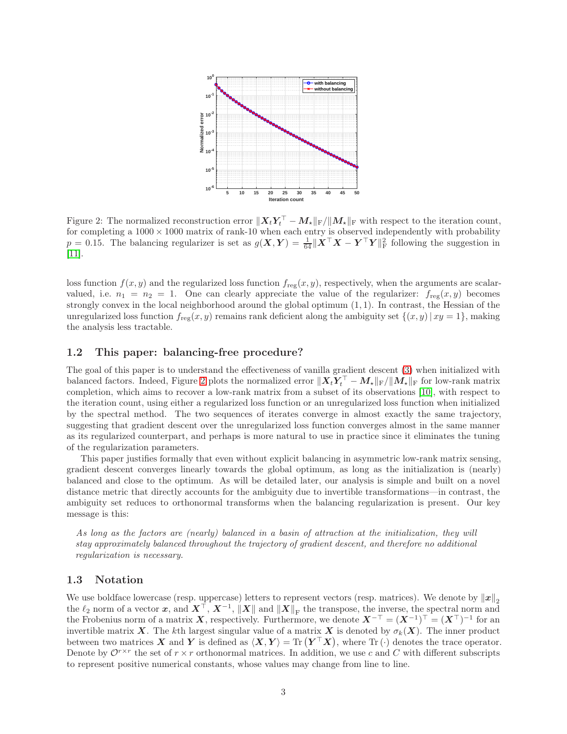Figure 2: The normalized reconstruction error $\|\boldsymbol{X}_t\boldsymbol{Y}_t^\top - \boldsymbol{M}_\star\|_{\mathrm{F}}/\|\boldsymbol{M}_\star\|_{\mathrm{F}}$ with respect to the iteration count, for completing a $1000 \times 1000$ matrix of rank-10 when each entry is observed independently with probability $p = 0.15$. The balancing regularizer is set as $g(\boldsymbol{X}, \boldsymbol{Y}) = \frac{1}{64}\|\boldsymbol{X}^\top\boldsymbol{X} - \boldsymbol{Y}^\top\boldsymbol{Y}\|_{\mathrm{F}}^2$ following the suggestion in [11].

loss function $f(x, y)$ and the regularized loss function $f_{\mathrm{reg}}(x, y)$, respectively, when the arguments are scalar-valued, i.e. $n_1 = n_2 = 1$. One can clearly appreciate the value of the regularizer: $f_{\mathrm{reg}}(x, y)$ becomes strongly convex in the local neighborhood around the global optimum $(1, 1)$. In contrast, the Hessian of the unregularized loss function $f_{\mathrm{reg}}(x, y)$ remains rank deficient along the ambiguity set $\{(x, y)\,|\,xy = 1\}$, making the analysis less tractable.

## 1.2 This paper: balancing-free procedure?

The goal of this paper is to understand the effectiveness of vanilla gradient descent (3) when initialized with balanced factors. Indeed, Figure 2 plots the normalized error $\|\boldsymbol{X}_t\boldsymbol{Y}_t^\top - \boldsymbol{M}_\star\|_{\mathrm{F}}/\|\boldsymbol{M}_\star\|_{\mathrm{F}}$ for low-rank matrix completion, which aims to recover a low-rank matrix from a subset of its observations [10], with respect to the iteration count, using either a regularized loss function or an unregularized loss function when initialized by the spectral method. The two sequences of iterates converge in almost exactly the same trajectory, suggesting that gradient descent over the unregularized loss function converges almost in the same manner as its regularized counterpart, and perhaps is more natural to use in practice since it eliminates the tuning of the regularization parameters.

This paper justifies formally that even without explicit balancing in asymmetric low-rank matrix sensing, gradient descent converges linearly towards the global optimum, as long as the initialization is (nearly) balanced and close to the optimum. As will be detailed later, our analysis is simple and built on a novel distance metric that directly accounts for the ambiguity due to invertible transformations—in contrast, the ambiguity set reduces to orthonormal transforms when the balancing regularization is present. Our key message is this:

> *As long as the factors are (nearly) balanced in a basin of attraction at the initialization, they will stay approximately balanced throughout the trajectory of gradient descent, and therefore no additional regularization is necessary.*

## 1.3 Notation

We use boldface lowercase (resp. uppercase) letters to represent vectors (resp. matrices). We denote by $\|\boldsymbol{x}\|_2$ the $\ell_2$ norm of a vector $\boldsymbol{x}$, and $\boldsymbol{X}^\top$, $\boldsymbol{X}^{-1}$, $\|\boldsymbol{X}\|$ and $\|\boldsymbol{X}\|_{\mathrm{F}}$ the transpose, the inverse, the spectral norm and the Frobenius norm of a matrix $\boldsymbol{X}$, respectively. Furthermore, we denote $\boldsymbol{X}^{-\top} = (\boldsymbol{X}^{-1})^\top = (\boldsymbol{X}^\top)^{-1}$ for an invertible matrix $\boldsymbol{X}$. The $k$th largest singular value of a matrix $\boldsymbol{X}$ is denoted by $\sigma_k(\boldsymbol{X})$. The inner product between two matrices $\boldsymbol{X}$ and $\boldsymbol{Y}$ is defined as $\langle \boldsymbol{X}, \boldsymbol{Y} \rangle = \mathrm{Tr}\left(\boldsymbol{Y}^\top\boldsymbol{X}\right)$, where $\mathrm{Tr}\left(\cdot\right)$ denotes the trace operator. Denote by $\mathcal{O}^{r\times r}$ the set of $r \times r$ orthonormal matrices. In addition, we use $c$ and $C$ with different subscripts to represent positive numerical constants, whose values may change from line to line.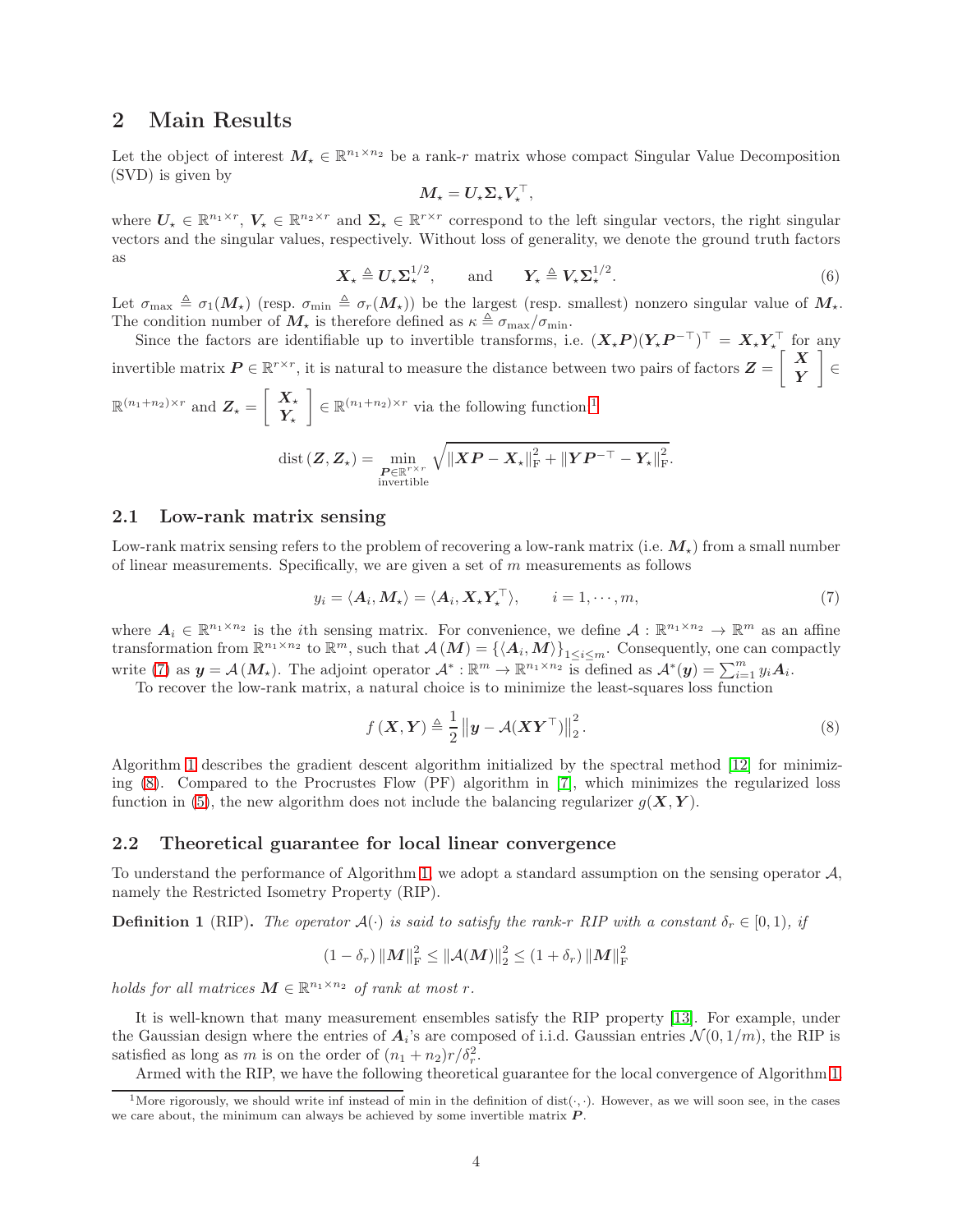## 2 Main Results

Let the object of interest $\boldsymbol{M}_\star \in \mathbb{R}^{n_1 \times n_2}$ be a rank-$r$ matrix whose compact Singular Value Decomposition (SVD) is given by

$$\boldsymbol{M}_\star = \boldsymbol{U}_\star \boldsymbol{\Sigma}_\star \boldsymbol{V}_\star^\top,$$

where $\boldsymbol{U}_\star \in \mathbb{R}^{n_1 \times r}$, $\boldsymbol{V}_\star \in \mathbb{R}^{n_2 \times r}$ and $\boldsymbol{\Sigma}_\star \in \mathbb{R}^{r \times r}$ correspond to the left singular vectors, the right singular vectors and the singular values, respectively. Without loss of generality, we denote the ground truth factors as

$$\boldsymbol{X}_\star \triangleq \boldsymbol{U}_\star \boldsymbol{\Sigma}_\star^{1/2}, \qquad \text{and} \qquad \boldsymbol{Y}_\star \triangleq \boldsymbol{V}_\star \boldsymbol{\Sigma}_\star^{1/2}. \tag{6}$$

Let $\sigma_{\max} \triangleq \sigma_1(\boldsymbol{M}_\star)$ (resp. $\sigma_{\min} \triangleq \sigma_r(\boldsymbol{M}_\star)$) be the largest (resp. smallest) nonzero singular value of $\boldsymbol{M}_\star$. The condition number of $\boldsymbol{M}_\star$ is therefore defined as $\kappa \triangleq \sigma_{\max}/\sigma_{\min}$.

Since the factors are identifiable up to invertible transforms, i.e. $(\boldsymbol{X}_\star \boldsymbol{P})(\boldsymbol{Y}_\star \boldsymbol{P}^{-\top})^\top = \boldsymbol{X}_\star \boldsymbol{Y}_\star^\top$ for any invertible matrix $\boldsymbol{P} \in \mathbb{R}^{r \times r}$, it is natural to measure the distance between two pairs of factors $\boldsymbol{Z} = \begin{bmatrix} \boldsymbol{X} \\ \boldsymbol{Y} \end{bmatrix} \in \mathbb{R}^{(n_1+n_2) \times r}$ and $\boldsymbol{Z}_\star = \begin{bmatrix} \boldsymbol{X}_\star \\ \boldsymbol{Y}_\star \end{bmatrix} \in \mathbb{R}^{(n_1+n_2) \times r}$ via the following function[1]

$$\mathrm{dist}\left(\boldsymbol{Z}, \boldsymbol{Z}_\star\right) = \min_{\substack{\boldsymbol{P} \in \mathbb{R}^{r \times r} \\ \text{invertible}}} \sqrt{\left\|\boldsymbol{X}\boldsymbol{P} - \boldsymbol{X}_\star\right\|_{\mathrm{F}}^2 + \left\|\boldsymbol{Y}\boldsymbol{P}^{-\top} - \boldsymbol{Y}_\star\right\|_{\mathrm{F}}^2}.$$

### 2.1 Low-rank matrix sensing

Low-rank matrix sensing refers to the problem of recovering a low-rank matrix (i.e. $\boldsymbol{M}_\star$) from a small number of linear measurements. Specifically, we are given a set of $m$ measurements as follows

$$y_i = \langle \boldsymbol{A}_i, \boldsymbol{M}_\star \rangle = \langle \boldsymbol{A}_i, \boldsymbol{X}_\star \boldsymbol{Y}_\star^\top \rangle, \qquad i = 1, \cdots, m, \tag{7}$$

where $\boldsymbol{A}_i \in \mathbb{R}^{n_1 \times n_2}$ is the $i$th sensing matrix. For convenience, we define $\mathcal{A} : \mathbb{R}^{n_1 \times n_2} \to \mathbb{R}^m$ as an affine transformation from $\mathbb{R}^{n_1 \times n_2}$ to $\mathbb{R}^m$, such that $\mathcal{A}\left(\boldsymbol{M}\right) = \left\{\langle \boldsymbol{A}_i, \boldsymbol{M} \rangle\right\}_{1 \le i \le m}$. Consequently, one can compactly write (7) as $\boldsymbol{y} = \mathcal{A}\left(\boldsymbol{M}_\star\right)$. The adjoint operator $\mathcal{A}^* : \mathbb{R}^m \to \mathbb{R}^{n_1 \times n_2}$ is defined as $\mathcal{A}^*(\boldsymbol{y}) = \sum_{i=1}^m y_i \boldsymbol{A}_i$.

To recover the low-rank matrix, a natural choice is to minimize the least-squares loss function

$$f\left(\boldsymbol{X}, \boldsymbol{Y}\right) \triangleq \frac{1}{2} \left\| \boldsymbol{y} - \mathcal{A}(\boldsymbol{X}\boldsymbol{Y}^\top) \right\|_2^2. \tag{8}$$

Algorithm 1 describes the gradient descent algorithm initialized by the spectral method [12] for minimizing (8). Compared to the Procrustes Flow (PF) algorithm in [7], which minimizes the regularized loss function in (5), the new algorithm does not include the balancing regularizer $g(\boldsymbol{X}, \boldsymbol{Y})$.

### 2.2 Theoretical guarantee for local linear convergence

To understand the performance of Algorithm 1, we adopt a standard assumption on the sensing operator $\mathcal{A}$, namely the Restricted Isometry Property (RIP).

**Definition 1** (RIP). *The operator $\mathcal{A}(\cdot)$ is said to satisfy the rank-$r$ RIP with a constant $\delta_r \in [0, 1)$, if*

$$(1 - \delta_r) \left\|\boldsymbol{M}\right\|_{\mathrm{F}}^2 \le \left\|\mathcal{A}(\boldsymbol{M})\right\|_2^2 \le (1 + \delta_r) \left\|\boldsymbol{M}\right\|_{\mathrm{F}}^2$$

*holds for all matrices $\boldsymbol{M} \in \mathbb{R}^{n_1 \times n_2}$ of rank at most $r$.*

It is well-known that many measurement ensembles satisfy the RIP property [13]. For example, under the Gaussian design where the entries of $\boldsymbol{A}_i$'s are composed of i.i.d. Gaussian entries $\mathcal{N}(0, 1/m)$, the RIP is satisfied as long as $m$ is on the order of $(n_1 + n_2)r/\delta_r^2$.

Armed with the RIP, we have the following theoretical guarantee for the local convergence of Algorithm 1.

[1] More rigorously, we should write inf instead of min in the definition of $\mathrm{dist}(\cdot, \cdot)$. However, as we will soon see, in the cases we care about, the minimum can always be achieved by some invertible matrix $\boldsymbol{P}$.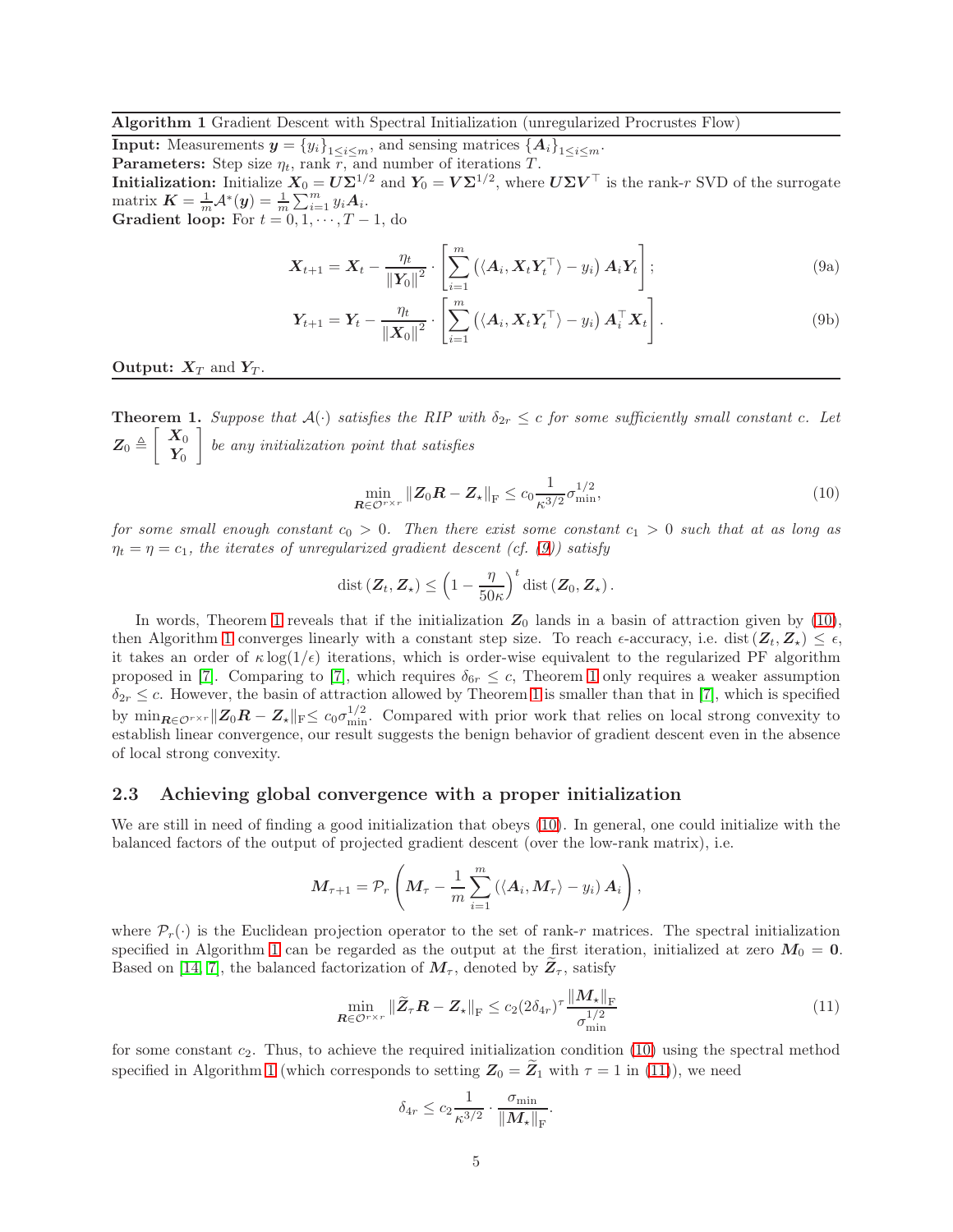**Algorithm 1** Gradient Descent with Spectral Initialization (unregularized Procrustes Flow)

**Input:** Measurements $\boldsymbol{y} = \{y_i\}_{1\le i\le m}$, and sensing matrices $\{\boldsymbol{A}_i\}_{1\le i\le m}$.

**Parameters:** Step size $\eta_t$, rank $r$, and number of iterations $T$.

**Initialization:** Initialize $\boldsymbol{X}_0 = \boldsymbol{U}\boldsymbol{\Sigma}^{1/2}$ and $\boldsymbol{Y}_0 = \boldsymbol{V}\boldsymbol{\Sigma}^{1/2}$, where $\boldsymbol{U}\boldsymbol{\Sigma}\boldsymbol{V}^\top$ is the rank-$r$ SVD of the surrogate matrix $\boldsymbol{K} = \frac{1}{m}\mathcal{A}^*(\boldsymbol{y}) = \frac{1}{m}\sum_{i=1}^m y_i \boldsymbol{A}_i$.

**Gradient loop:** For $t = 0, 1, \cdots, T-1$, do

$$\boldsymbol{X}_{t+1} = \boldsymbol{X}_t - \frac{\eta_t}{\|\boldsymbol{Y}_0\|^2} \cdot \left[ \sum_{i=1}^m \left( \langle \boldsymbol{A}_i, \boldsymbol{X}_t \boldsymbol{Y}_t^\top \rangle - y_i \right) \boldsymbol{A}_i \boldsymbol{Y}_t \right]; \tag{9a}$$

$$\boldsymbol{Y}_{t+1} = \boldsymbol{Y}_t - \frac{\eta_t}{\|\boldsymbol{X}_0\|^2} \cdot \left[ \sum_{i=1}^m \left( \langle \boldsymbol{A}_i, \boldsymbol{X}_t \boldsymbol{Y}_t^\top \rangle - y_i \right) \boldsymbol{A}_i^\top \boldsymbol{X}_t \right]. \tag{9b}$$

**Output:** $\boldsymbol{X}_T$ and $\boldsymbol{Y}_T$.

**Theorem 1.** *Suppose that $\mathcal{A}(\cdot)$ satisfies the RIP with $\delta_{2r} \le c$ for some sufficiently small constant $c$. Let $\boldsymbol{Z}_0 \triangleq \begin{bmatrix} \boldsymbol{X}_0 \\ \boldsymbol{Y}_0 \end{bmatrix}$ be any initialization point that satisfies*

$$\min_{\boldsymbol{R}\in\mathcal{O}^{r\times r}} \|\boldsymbol{Z}_0\boldsymbol{R} - \boldsymbol{Z}_\star\|_{\mathrm{F}} \le c_0 \frac{1}{\kappa^{3/2}} \sigma_{\min}^{1/2}, \tag{10}$$

*for some small enough constant $c_0 > 0$. Then there exist some constant $c_1 > 0$ such that at as long as $\eta_t = \eta = c_1$, the iterates of unregularized gradient descent (cf. (9)) satisfy*

$$\mathrm{dist}\left(\boldsymbol{Z}_t, \boldsymbol{Z}_\star\right) \le \left(1 - \frac{\eta}{50\kappa}\right)^t \mathrm{dist}\left(\boldsymbol{Z}_0, \boldsymbol{Z}_\star\right).$$

In words, Theorem 1 reveals that if the initialization $\boldsymbol{Z}_0$ lands in a basin of attraction given by (10), then Algorithm 1 converges linearly with a constant step size. To reach $\epsilon$-accuracy, i.e. $\mathrm{dist}\left(\boldsymbol{Z}_t, \boldsymbol{Z}_\star\right) \le \epsilon$, it takes an order of $\kappa \log(1/\epsilon)$ iterations, which is order-wise equivalent to the regularized PF algorithm proposed in [7]. Comparing to [7], which requires $\delta_{6r} \le c$, Theorem 1 only requires a weaker assumption $\delta_{2r} \le c$. However, the basin of attraction allowed by Theorem 1 is smaller than that in [7], which is specified by $\min_{\boldsymbol{R}\in\mathcal{O}^{r\times r}} \|\boldsymbol{Z}_0\boldsymbol{R} - \boldsymbol{Z}_\star\|_{\mathrm{F}} \le c_0 \sigma_{\min}^{1/2}$. Compared with prior work that relies on local strong convexity to establish linear convergence, our result suggests the benign behavior of gradient descent even in the absence of local strong convexity.

## 2.3 Achieving global convergence with a proper initialization

We are still in need of finding a good initialization that obeys (10). In general, one could initialize with the balanced factors of the output of projected gradient descent (over the low-rank matrix), i.e.

$$\boldsymbol{M}_{\tau+1} = \mathcal{P}_r\left( \boldsymbol{M}_\tau - \frac{1}{m}\sum_{i=1}^m \left( \langle \boldsymbol{A}_i, \boldsymbol{M}_\tau \rangle - y_i \right) \boldsymbol{A}_i \right),$$

where $\mathcal{P}_r(\cdot)$ is the Euclidean projection operator to the set of rank-$r$ matrices. The spectral initialization specified in Algorithm 1 can be regarded as the output at the first iteration, initialized at zero $\boldsymbol{M}_0 = \boldsymbol{0}$. Based on [14, 7], the balanced factorization of $\boldsymbol{M}_\tau$, denoted by $\widetilde{\boldsymbol{Z}}_\tau$, satisfy

$$\min_{\boldsymbol{R}\in\mathcal{O}^{r\times r}} \|\widetilde{\boldsymbol{Z}}_\tau\boldsymbol{R} - \boldsymbol{Z}_\star\|_{\mathrm{F}} \le c_2 (2\delta_{4r})^\tau \frac{\|\boldsymbol{M}_\star\|_{\mathrm{F}}}{\sigma_{\min}^{1/2}} \tag{11}$$

for some constant $c_2$. Thus, to achieve the required initialization condition (10) using the spectral method specified in Algorithm 1 (which corresponds to setting $\boldsymbol{Z}_0 = \widetilde{\boldsymbol{Z}}_1$ with $\tau = 1$ in (11)), we need

$$\delta_{4r} \le c_2 \frac{1}{\kappa^{3/2}} \cdot \frac{\sigma_{\min}}{\|\boldsymbol{M}_\star\|_{\mathrm{F}}}.$$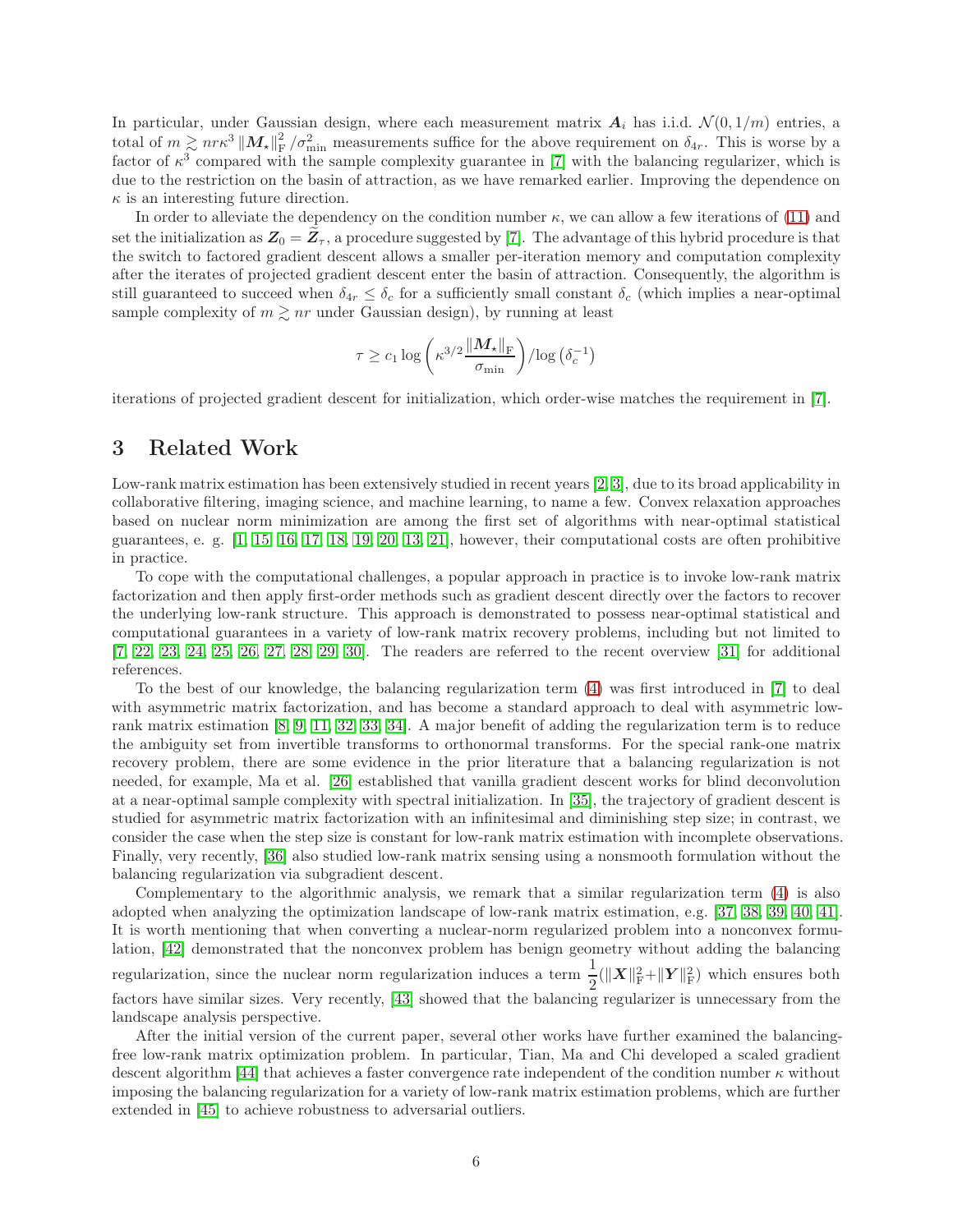In particular, under Gaussian design, where each measurement matrix $\boldsymbol{A}_i$ has i.i.d. $\mathcal{N}(0, 1/m)$ entries, a total of $m \gtrsim nr\kappa^3 \|\boldsymbol{M}_\star\|_{\mathrm{F}}^2 / \sigma_{\min}^2$ measurements suffice for the above requirement on $\delta_{4r}$. This is worse by a factor of $\kappa^3$ compared with the sample complexity guarantee in [7] with the balancing regularizer, which is due to the restriction on the basin of attraction, as we have remarked earlier. Improving the dependence on $\kappa$ is an interesting future direction.

In order to alleviate the dependency on the condition number $\kappa$, we can allow a few iterations of (11) and set the initialization as $\boldsymbol{Z}_0 = \widetilde{\boldsymbol{Z}}_\tau$, a procedure suggested by [7]. The advantage of this hybrid procedure is that the switch to factored gradient descent allows a smaller per-iteration memory and computation complexity after the iterates of projected gradient descent enter the basin of attraction. Consequently, the algorithm is still guaranteed to succeed when $\delta_{4r} \leq \delta_c$ for a sufficiently small constant $\delta_c$ (which implies a near-optimal sample complexity of $m \gtrsim nr$ under Gaussian design), by running at least

$$\tau \geq c_1 \log\left(\kappa^{3/2} \frac{\|\boldsymbol{M}_\star\|_{\mathrm{F}}}{\sigma_{\min}}\right) / \log\left(\delta_c^{-1}\right)$$

iterations of projected gradient descent for initialization, which order-wise matches the requirement in [7].

# 3 Related Work

Low-rank matrix estimation has been extensively studied in recent years [2, 3], due to its broad applicability in collaborative filtering, imaging science, and machine learning, to name a few. Convex relaxation approaches based on nuclear norm minimization are among the first set of algorithms with near-optimal statistical guarantees, e. g. [1, 15, 16, 17, 18, 19, 20, 13, 21], however, their computational costs are often prohibitive in practice.

To cope with the computational challenges, a popular approach in practice is to invoke low-rank matrix factorization and then apply first-order methods such as gradient descent directly over the factors to recover the underlying low-rank structure. This approach is demonstrated to possess near-optimal statistical and computational guarantees in a variety of low-rank matrix recovery problems, including but not limited to [7, 22, 23, 24, 25, 26, 27, 28, 29, 30]. The readers are referred to the recent overview [31] for additional references.

To the best of our knowledge, the balancing regularization term (4) was first introduced in [7] to deal with asymmetric matrix factorization, and has become a standard approach to deal with asymmetric low-rank matrix estimation [8, 9, 11, 32, 33, 34]. A major benefit of adding the regularization term is to reduce the ambiguity set from invertible transforms to orthonormal transforms. For the special rank-one matrix recovery problem, there are some evidence in the prior literature that a balancing regularization is not needed, for example, Ma et al. [26] established that vanilla gradient descent works for blind deconvolution at a near-optimal sample complexity with spectral initialization. In [35], the trajectory of gradient descent is studied for asymmetric matrix factorization with an infinitesimal and diminishing step size; in contrast, we consider the case when the step size is constant for low-rank matrix estimation with incomplete observations. Finally, very recently, [36] also studied low-rank matrix sensing using a nonsmooth formulation without the balancing regularization via subgradient descent.

Complementary to the algorithmic analysis, we remark that a similar regularization term (4) is also adopted when analyzing the optimization landscape of low-rank matrix estimation, e.g. [37, 38, 39, 40, 41]. It is worth mentioning that when converting a nuclear-norm regularized problem into a nonconvex formulation, [42] demonstrated that the nonconvex problem has benign geometry without adding the balancing regularization, since the nuclear norm regularization induces a term $\frac{1}{2}(\|\boldsymbol{X}\|_{\mathrm{F}}^2 + \|\boldsymbol{Y}\|_{\mathrm{F}}^2)$ which ensures both factors have similar sizes. Very recently, [43] showed that the balancing regularizer is unnecessary from the landscape analysis perspective.

After the initial version of the current paper, several other works have further examined the balancing-free low-rank matrix optimization problem. In particular, Tian, Ma and Chi developed a scaled gradient descent algorithm [44] that achieves a faster convergence rate independent of the condition number $\kappa$ without imposing the balancing regularization for a variety of low-rank matrix estimation problems, which are further extended in [45] to achieve robustness to adversarial outliers.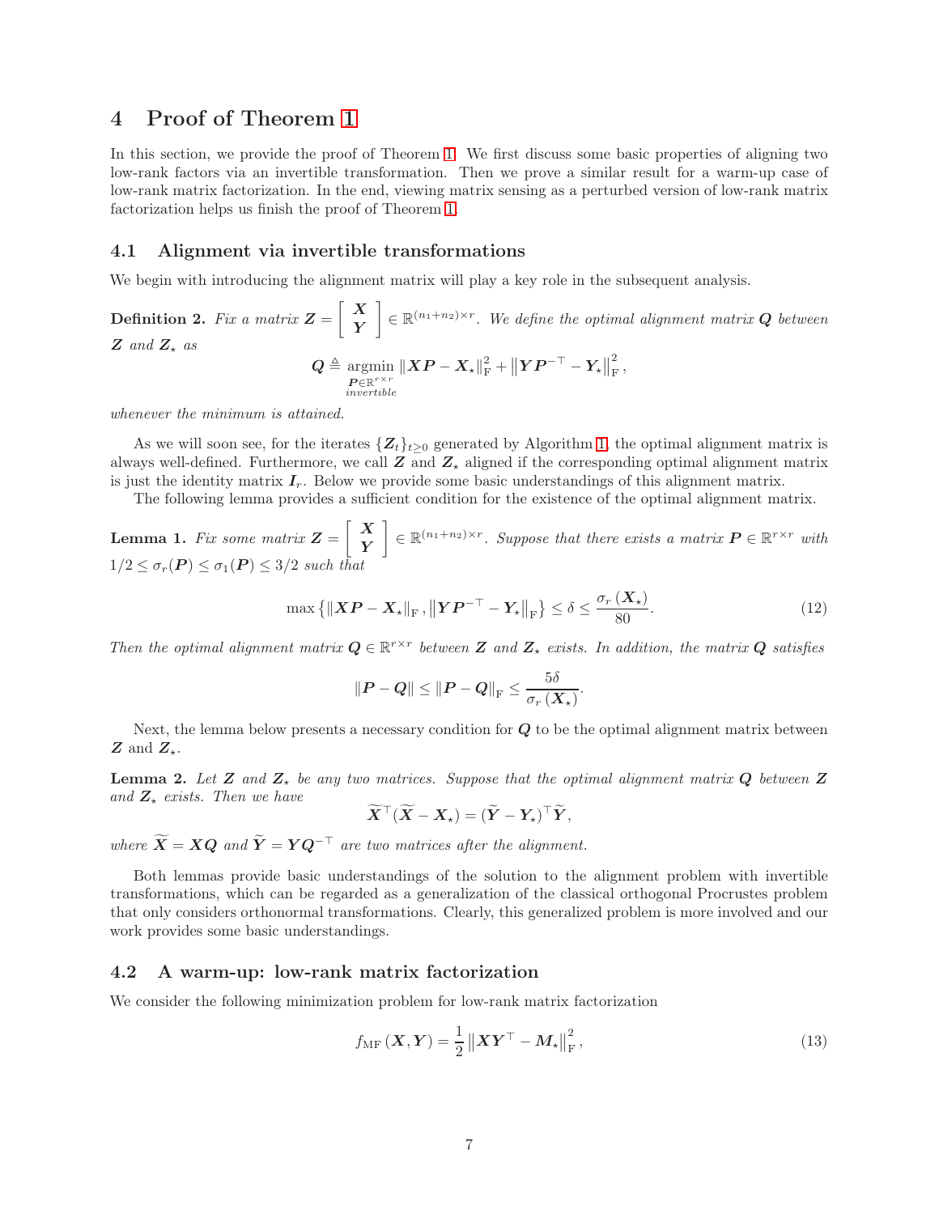# 4 Proof of Theorem 1

In this section, we provide the proof of Theorem 1. We first discuss some basic properties of aligning two low-rank factors via an invertible transformation. Then we prove a similar result for a warm-up case of low-rank matrix factorization. In the end, viewing matrix sensing as a perturbed version of low-rank matrix factorization helps us finish the proof of Theorem 1.

## 4.1 Alignment via invertible transformations

We begin with introducing the alignment matrix will play a key role in the subsequent analysis.

**Definition 2.** *Fix a matrix* $\boldsymbol{Z} = \begin{bmatrix} \boldsymbol{X} \\ \boldsymbol{Y} \end{bmatrix} \in \mathbb{R}^{(n_1+n_2)\times r}$*. We define the optimal alignment matrix* $\boldsymbol{Q}$ *between* $\boldsymbol{Z}$ *and* $\boldsymbol{Z}_\star$ *as*

$$\boldsymbol{Q} \triangleq \underset{\substack{\boldsymbol{P}\in\mathbb{R}^{r\times r} \\ invertible}}{\operatorname{argmin}} \left\|\boldsymbol{X}\boldsymbol{P} - \boldsymbol{X}_\star\right\|_{\mathrm{F}}^2 + \left\|\boldsymbol{Y}\boldsymbol{P}^{-\top} - \boldsymbol{Y}_\star\right\|_{\mathrm{F}}^2,$$

*whenever the minimum is attained.*

As we will soon see, for the iterates $\{\boldsymbol{Z}_t\}_{t\geq 0}$ generated by Algorithm 1, the optimal alignment matrix is always well-defined. Furthermore, we call $\boldsymbol{Z}$ and $\boldsymbol{Z}_\star$ aligned if the corresponding optimal alignment matrix is just the identity matrix $\boldsymbol{I}_r$. Below we provide some basic understandings of this alignment matrix.

The following lemma provides a sufficient condition for the existence of the optimal alignment matrix.

**Lemma 1.** *Fix some matrix* $\boldsymbol{Z} = \begin{bmatrix} \boldsymbol{X} \\ \boldsymbol{Y} \end{bmatrix} \in \mathbb{R}^{(n_1+n_2)\times r}$*. Suppose that there exists a matrix* $\boldsymbol{P} \in \mathbb{R}^{r\times r}$ *with* $1/2 \leq \sigma_r(\boldsymbol{P}) \leq \sigma_1(\boldsymbol{P}) \leq 3/2$ *such that*

$$\max\left\{\left\|\boldsymbol{X}\boldsymbol{P} - \boldsymbol{X}_\star\right\|_{\mathrm{F}}, \left\|\boldsymbol{Y}\boldsymbol{P}^{-\top} - \boldsymbol{Y}_\star\right\|_{\mathrm{F}}\right\} \leq \delta \leq \frac{\sigma_r\left(\boldsymbol{X}_\star\right)}{80}. \tag{12}$$

*Then the optimal alignment matrix* $\boldsymbol{Q} \in \mathbb{R}^{r\times r}$ *between* $\boldsymbol{Z}$ *and* $\boldsymbol{Z}_\star$ *exists. In addition, the matrix* $\boldsymbol{Q}$ *satisfies*

$$\left\|\boldsymbol{P} - \boldsymbol{Q}\right\| \leq \left\|\boldsymbol{P} - \boldsymbol{Q}\right\|_{\mathrm{F}} \leq \frac{5\delta}{\sigma_r\left(\boldsymbol{X}_\star\right)}.$$

Next, the lemma below presents a necessary condition for $\boldsymbol{Q}$ to be the optimal alignment matrix between $\boldsymbol{Z}$ and $\boldsymbol{Z}_\star$.

**Lemma 2.** *Let* $\boldsymbol{Z}$ *and* $\boldsymbol{Z}_\star$ *be any two matrices. Suppose that the optimal alignment matrix* $\boldsymbol{Q}$ *between* $\boldsymbol{Z}$ *and* $\boldsymbol{Z}_\star$ *exists. Then we have*

$$\widetilde{\boldsymbol{X}}^\top(\widetilde{\boldsymbol{X}} - \boldsymbol{X}_\star) = (\widetilde{\boldsymbol{Y}} - \boldsymbol{Y}_\star)^\top\widetilde{\boldsymbol{Y}},$$

*where* $\widetilde{\boldsymbol{X}} = \boldsymbol{X}\boldsymbol{Q}$ *and* $\widetilde{\boldsymbol{Y}} = \boldsymbol{Y}\boldsymbol{Q}^{-\top}$ *are two matrices after the alignment.*

Both lemmas provide basic understandings of the solution to the alignment problem with invertible transformations, which can be regarded as a generalization of the classical orthogonal Procrustes problem that only considers orthonormal transformations. Clearly, this generalized problem is more involved and our work provides some basic understandings.

## 4.2 A warm-up: low-rank matrix factorization

We consider the following minimization problem for low-rank matrix factorization

$$f_{\mathrm{MF}}\left(\boldsymbol{X}, \boldsymbol{Y}\right) = \frac{1}{2}\left\|\boldsymbol{X}\boldsymbol{Y}^\top - \boldsymbol{M}_\star\right\|_{\mathrm{F}}^2, \tag{13}$$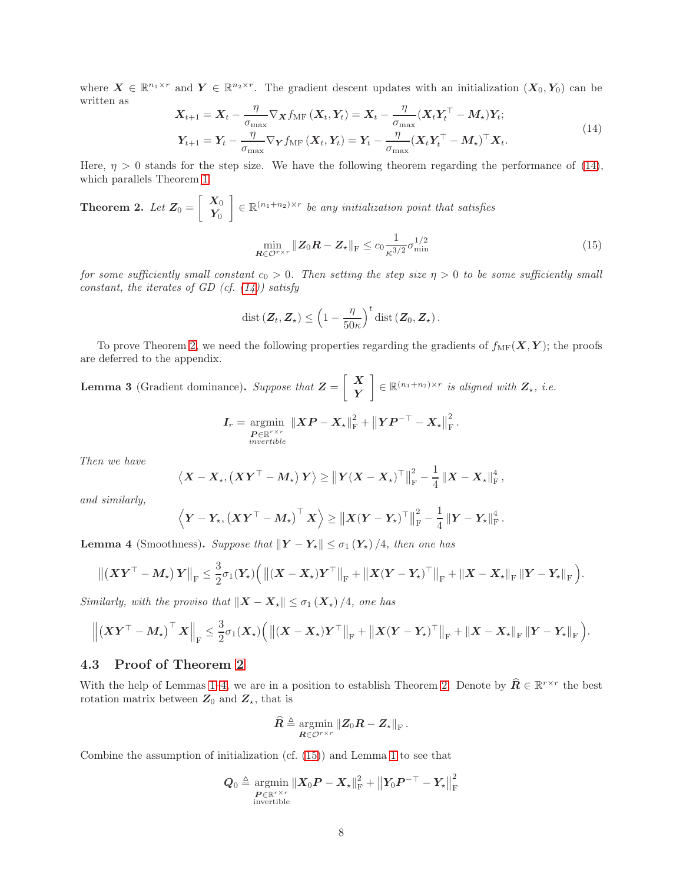where $\boldsymbol{X} \in \mathbb{R}^{n_1 \times r}$ and $\boldsymbol{Y} \in \mathbb{R}^{n_2 \times r}$. The gradient descent updates with an initialization $(\boldsymbol{X}_0, \boldsymbol{Y}_0)$ can be written as

$$
\begin{aligned}
\boldsymbol{X}_{t+1} &= \boldsymbol{X}_t - \frac{\eta}{\sigma_{\max}} \nabla_{\boldsymbol{X}} f_{\mathrm{MF}}\left(\boldsymbol{X}_t, \boldsymbol{Y}_t\right) = \boldsymbol{X}_t - \frac{\eta}{\sigma_{\max}} (\boldsymbol{X}_t \boldsymbol{Y}_t^\top - \boldsymbol{M}_\star) \boldsymbol{Y}_t; \\
\boldsymbol{Y}_{t+1} &= \boldsymbol{Y}_t - \frac{\eta}{\sigma_{\max}} \nabla_{\boldsymbol{Y}} f_{\mathrm{MF}}\left(\boldsymbol{X}_t, \boldsymbol{Y}_t\right) = \boldsymbol{Y}_t - \frac{\eta}{\sigma_{\max}} (\boldsymbol{X}_t \boldsymbol{Y}_t^\top - \boldsymbol{M}_\star)^\top \boldsymbol{X}_t.
\end{aligned}
\tag{14}
$$

Here, $\eta > 0$ stands for the step size. We have the following theorem regarding the performance of (14), which parallels Theorem 1.

**Theorem 2.** *Let* $\boldsymbol{Z}_0 = \begin{bmatrix} \boldsymbol{X}_0 \\ \boldsymbol{Y}_0 \end{bmatrix} \in \mathbb{R}^{(n_1+n_2) \times r}$ *be any initialization point that satisfies*

$$
\min_{\boldsymbol{R} \in \mathcal{O}^{r \times r}} \|\boldsymbol{Z}_0 \boldsymbol{R} - \boldsymbol{Z}_\star\|_{\mathrm{F}} \leq c_0 \frac{1}{\kappa^{3/2}} \sigma_{\min}^{1/2} \tag{15}
$$

*for some sufficiently small constant $c_0 > 0$. Then setting the step size $\eta > 0$ to be some sufficiently small constant, the iterates of GD (cf. (14)) satisfy*

$$
\operatorname{dist}\left(\boldsymbol{Z}_t, \boldsymbol{Z}_\star\right) \leq \left(1 - \frac{\eta}{50\kappa}\right)^t \operatorname{dist}\left(\boldsymbol{Z}_0, \boldsymbol{Z}_\star\right).
$$

To prove Theorem 2, we need the following properties regarding the gradients of $f_{\mathrm{MF}}(\boldsymbol{X}, \boldsymbol{Y})$; the proofs are deferred to the appendix.

**Lemma 3** (Gradient dominance)**.** *Suppose that* $\boldsymbol{Z} = \begin{bmatrix} \boldsymbol{X} \\ \boldsymbol{Y} \end{bmatrix} \in \mathbb{R}^{(n_1+n_2) \times r}$ *is aligned with $\boldsymbol{Z}_\star$, i.e.*

$$
\boldsymbol{I}_r = \underset{\substack{\boldsymbol{P} \in \mathbb{R}^{r \times r} \\ \text{invertible}}}{\operatorname{argmin}} \; \|\boldsymbol{X}\boldsymbol{P} - \boldsymbol{X}_\star\|_{\mathrm{F}}^2 + \left\|\boldsymbol{Y}\boldsymbol{P}^{-\top} - \boldsymbol{X}_\star\right\|_{\mathrm{F}}^2.
$$

*Then we have*

$$
\left\langle \boldsymbol{X} - \boldsymbol{X}_\star, \left(\boldsymbol{X}\boldsymbol{Y}^\top - \boldsymbol{M}_\star\right)\boldsymbol{Y} \right\rangle \geq \left\|\boldsymbol{Y}(\boldsymbol{X} - \boldsymbol{X}_\star)^\top\right\|_{\mathrm{F}}^2 - \frac{1}{4}\|\boldsymbol{X} - \boldsymbol{X}_\star\|_{\mathrm{F}}^4,
$$

*and similarly,*

$$
\left\langle \boldsymbol{Y} - \boldsymbol{Y}_\star, \left(\boldsymbol{X}\boldsymbol{Y}^\top - \boldsymbol{M}_\star\right)^\top \boldsymbol{X} \right\rangle \geq \left\|\boldsymbol{X}(\boldsymbol{Y} - \boldsymbol{Y}_\star)^\top\right\|_{\mathrm{F}}^2 - \frac{1}{4}\|\boldsymbol{Y} - \boldsymbol{Y}_\star\|_{\mathrm{F}}^4.
$$

**Lemma 4** (Smoothness)**.** *Suppose that $\|\boldsymbol{Y} - \boldsymbol{Y}_\star\| \leq \sigma_1(\boldsymbol{Y}_\star)/4$, then one has*

$$
\left\|\left(\boldsymbol{X}\boldsymbol{Y}^\top - \boldsymbol{M}_\star\right)\boldsymbol{Y}\right\|_{\mathrm{F}} \leq \frac{3}{2}\sigma_1(\boldsymbol{Y}_\star)\Big(\left\|(\boldsymbol{X} - \boldsymbol{X}_\star)\boldsymbol{Y}^\top\right\|_{\mathrm{F}} + \left\|\boldsymbol{X}(\boldsymbol{Y} - \boldsymbol{Y}_\star)^\top\right\|_{\mathrm{F}} + \|\boldsymbol{X} - \boldsymbol{X}_\star\|_{\mathrm{F}}\|\boldsymbol{Y} - \boldsymbol{Y}_\star\|_{\mathrm{F}}\Big).
$$

*Similarly, with the proviso that $\|\boldsymbol{X} - \boldsymbol{X}_\star\| \leq \sigma_1(\boldsymbol{X}_\star)/4$, one has*

$$
\left\|\left(\boldsymbol{X}\boldsymbol{Y}^\top - \boldsymbol{M}_\star\right)^\top \boldsymbol{X}\right\|_{\mathrm{F}} \leq \frac{3}{2}\sigma_1(\boldsymbol{X}_\star)\Big(\left\|(\boldsymbol{X} - \boldsymbol{X}_\star)\boldsymbol{Y}^\top\right\|_{\mathrm{F}} + \left\|\boldsymbol{X}(\boldsymbol{Y} - \boldsymbol{Y}_\star)^\top\right\|_{\mathrm{F}} + \|\boldsymbol{X} - \boldsymbol{X}_\star\|_{\mathrm{F}}\|\boldsymbol{Y} - \boldsymbol{Y}_\star\|_{\mathrm{F}}\Big).
$$

### 4.3 Proof of Theorem 2

With the help of Lemmas 1–4, we are in a position to establish Theorem 2. Denote by $\widehat{\boldsymbol{R}} \in \mathbb{R}^{r \times r}$ the best rotation matrix between $\boldsymbol{Z}_0$ and $\boldsymbol{Z}_\star$, that is

$$
\widehat{\boldsymbol{R}} \triangleq \underset{\boldsymbol{R} \in \mathcal{O}^{r \times r}}{\operatorname{argmin}} \|\boldsymbol{Z}_0 \boldsymbol{R} - \boldsymbol{Z}_\star\|_{\mathrm{F}}.
$$

Combine the assumption of initialization (cf. (15)) and Lemma 1 to see that

$$
\boldsymbol{Q}_0 \triangleq \underset{\substack{\boldsymbol{P} \in \mathbb{R}^{r \times r} \\ \text{invertible}}}{\operatorname{argmin}} \|\boldsymbol{X}_0 \boldsymbol{P} - \boldsymbol{X}_\star\|_{\mathrm{F}}^2 + \left\|\boldsymbol{Y}_0 \boldsymbol{P}^{-\top} - \boldsymbol{Y}_\star\right\|_{\mathrm{F}}^2
$$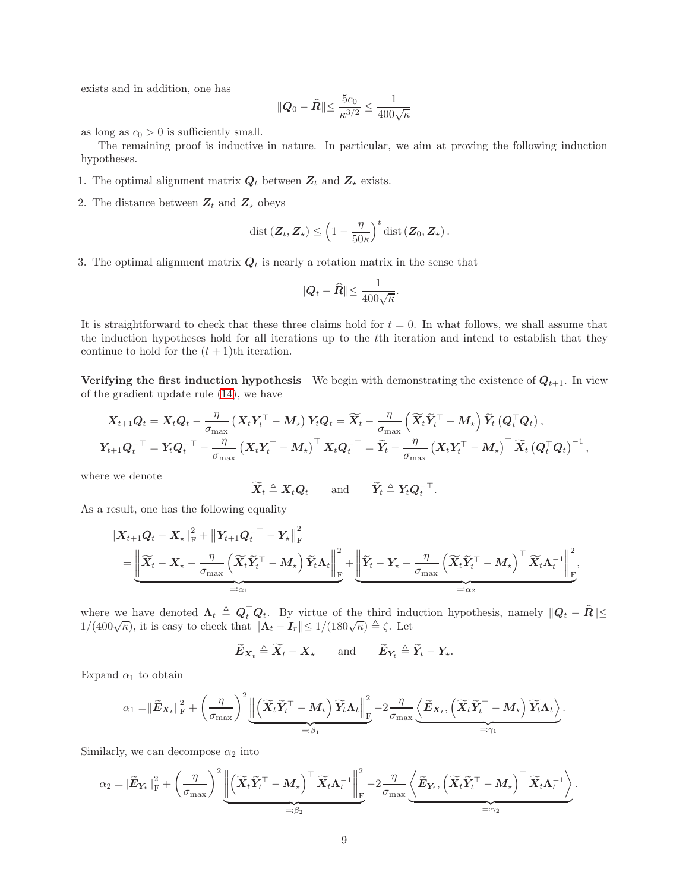exists and in addition, one has

$$\|\boldsymbol{Q}_0 - \widehat{\boldsymbol{R}}\| \leq \frac{5c_0}{\kappa^{3/2}} \leq \frac{1}{400\sqrt{\kappa}}$$

as long as $c_0 > 0$ is sufficiently small.

The remaining proof is inductive in nature. In particular, we aim at proving the following induction hypotheses.

1. The optimal alignment matrix $\boldsymbol{Q}_t$ between $\boldsymbol{Z}_t$ and $\boldsymbol{Z}_\star$ exists.

2. The distance between $\boldsymbol{Z}_t$ and $\boldsymbol{Z}_\star$ obeys

$$\operatorname{dist}(\boldsymbol{Z}_t, \boldsymbol{Z}_\star) \leq \left(1 - \frac{\eta}{50\kappa}\right)^t \operatorname{dist}(\boldsymbol{Z}_0, \boldsymbol{Z}_\star).$$

3. The optimal alignment matrix $\boldsymbol{Q}_t$ is nearly a rotation matrix in the sense that

$$\|\boldsymbol{Q}_t - \widehat{\boldsymbol{R}}\| \leq \frac{1}{400\sqrt{\kappa}}.$$

It is straightforward to check that these three claims hold for $t = 0$. In what follows, we shall assume that the induction hypotheses hold for all iterations up to the $t$th iteration and intend to establish that they continue to hold for the $(t+1)$th iteration.

**Verifying the first induction hypothesis** We begin with demonstrating the existence of $\boldsymbol{Q}_{t+1}$. In view of the gradient update rule (14), we have

$$\boldsymbol{X}_{t+1}\boldsymbol{Q}_t = \boldsymbol{X}_t\boldsymbol{Q}_t - \frac{\eta}{\sigma_{\max}}\left(\boldsymbol{X}_t\boldsymbol{Y}_t^\top - \boldsymbol{M}_\star\right)\boldsymbol{Y}_t\boldsymbol{Q}_t = \widetilde{\boldsymbol{X}}_t - \frac{\eta}{\sigma_{\max}}\left(\widetilde{\boldsymbol{X}}_t\widetilde{\boldsymbol{Y}}_t^\top - \boldsymbol{M}_\star\right)\widetilde{\boldsymbol{Y}}_t\left(\boldsymbol{Q}_t^\top\boldsymbol{Q}_t\right),$$

$$\boldsymbol{Y}_{t+1}\boldsymbol{Q}_t^{-\top} = \boldsymbol{Y}_t\boldsymbol{Q}_t^{-\top} - \frac{\eta}{\sigma_{\max}}\left(\boldsymbol{X}_t\boldsymbol{Y}_t^\top - \boldsymbol{M}_\star\right)^\top\boldsymbol{X}_t\boldsymbol{Q}_t^{-\top} = \widetilde{\boldsymbol{Y}}_t - \frac{\eta}{\sigma_{\max}}\left(\boldsymbol{X}_t\boldsymbol{Y}_t^\top - \boldsymbol{M}_\star\right)^\top\widetilde{\boldsymbol{X}}_t\left(\boldsymbol{Q}_t^\top\boldsymbol{Q}_t\right)^{-1},$$

where we denote

$$\widetilde{\boldsymbol{X}}_t \triangleq \boldsymbol{X}_t\boldsymbol{Q}_t \qquad \text{and} \qquad \widetilde{\boldsymbol{Y}}_t \triangleq \boldsymbol{Y}_t\boldsymbol{Q}_t^{-\top}.$$

As a result, one has the following equality

$$\begin{aligned}
&\|\boldsymbol{X}_{t+1}\boldsymbol{Q}_t - \boldsymbol{X}_\star\|_{\mathrm{F}}^2 + \left\|\boldsymbol{Y}_{t+1}\boldsymbol{Q}_t^{-\top} - \boldsymbol{Y}_\star\right\|_{\mathrm{F}}^2 \\
&\quad = \underbrace{\left\|\widetilde{\boldsymbol{X}}_t - \boldsymbol{X}_\star - \frac{\eta}{\sigma_{\max}}\left(\widetilde{\boldsymbol{X}}_t\widetilde{\boldsymbol{Y}}_t^\top - \boldsymbol{M}_\star\right)\widetilde{\boldsymbol{Y}}_t\boldsymbol{\Lambda}_t\right\|_{\mathrm{F}}^2}_{=:\alpha_1} + \underbrace{\left\|\widetilde{\boldsymbol{Y}}_t - \boldsymbol{Y}_\star - \frac{\eta}{\sigma_{\max}}\left(\widetilde{\boldsymbol{X}}_t\widetilde{\boldsymbol{Y}}_t^\top - \boldsymbol{M}_\star\right)^\top\widetilde{\boldsymbol{X}}_t\boldsymbol{\Lambda}_t^{-1}\right\|_{\mathrm{F}}^2}_{=:\alpha_2},
\end{aligned}$$

where we have denoted $\boldsymbol{\Lambda}_t \triangleq \boldsymbol{Q}_t^\top\boldsymbol{Q}_t$. By virtue of the third induction hypothesis, namely $\|\boldsymbol{Q}_t - \widehat{\boldsymbol{R}}\| \leq 1/(400\sqrt{\kappa})$, it is easy to check that $\|\boldsymbol{\Lambda}_t - \boldsymbol{I}_r\| \leq 1/(180\sqrt{\kappa}) \triangleq \zeta$. Let

$$\widetilde{\boldsymbol{E}}_{\boldsymbol{X}_t} \triangleq \widetilde{\boldsymbol{X}}_t - \boldsymbol{X}_\star \qquad \text{and} \qquad \widetilde{\boldsymbol{E}}_{\boldsymbol{Y}_t} \triangleq \widetilde{\boldsymbol{Y}}_t - \boldsymbol{Y}_\star.$$

Expand $\alpha_1$ to obtain

$$\alpha_1 = \|\widetilde{\boldsymbol{E}}_{\boldsymbol{X}_t}\|_{\mathrm{F}}^2 + \left(\frac{\eta}{\sigma_{\max}}\right)^2\underbrace{\left\|\left(\widetilde{\boldsymbol{X}}_t\widetilde{\boldsymbol{Y}}_t^\top - \boldsymbol{M}_\star\right)\widetilde{\boldsymbol{Y}}_t\boldsymbol{\Lambda}_t\right\|_{\mathrm{F}}^2}_{=:\beta_1} - 2\frac{\eta}{\sigma_{\max}}\underbrace{\left\langle\widetilde{\boldsymbol{E}}_{\boldsymbol{X}_t}, \left(\widetilde{\boldsymbol{X}}_t\widetilde{\boldsymbol{Y}}_t^\top - \boldsymbol{M}_\star\right)\widetilde{\boldsymbol{Y}}_t\boldsymbol{\Lambda}_t\right\rangle}_{=:\gamma_1}.$$

Similarly, we can decompose $\alpha_2$ into

$$\alpha_2 = \|\widetilde{\boldsymbol{E}}_{\boldsymbol{Y}_t}\|_{\mathrm{F}}^2 + \left(\frac{\eta}{\sigma_{\max}}\right)^2\underbrace{\left\|\left(\widetilde{\boldsymbol{X}}_t\widetilde{\boldsymbol{Y}}_t^\top - \boldsymbol{M}_\star\right)^\top\widetilde{\boldsymbol{X}}_t\boldsymbol{\Lambda}_t^{-1}\right\|_{\mathrm{F}}^2}_{=:\beta_2} - 2\frac{\eta}{\sigma_{\max}}\underbrace{\left\langle\widetilde{\boldsymbol{E}}_{\boldsymbol{Y}_t}, \left(\widetilde{\boldsymbol{X}}_t\widetilde{\boldsymbol{Y}}_t^\top - \boldsymbol{M}_\star\right)^\top\widetilde{\boldsymbol{X}}_t\boldsymbol{\Lambda}_t^{-1}\right\rangle}_{=:\gamma_2}.$$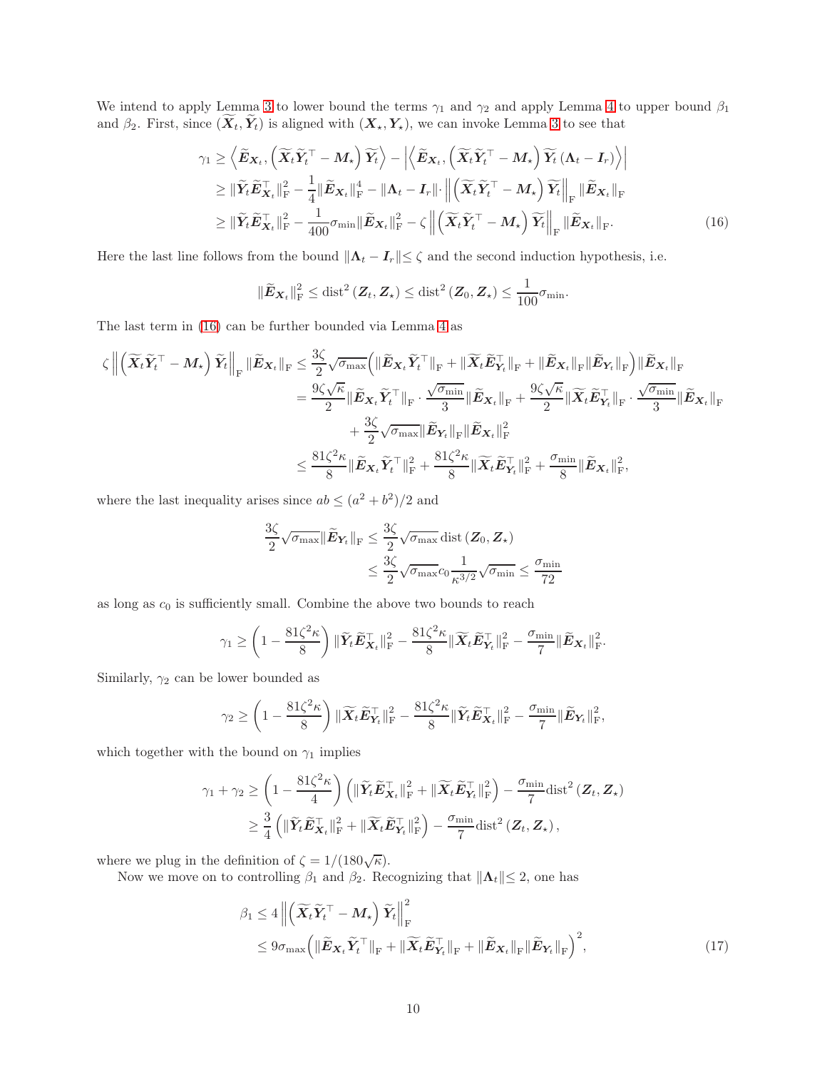We intend to apply Lemma 3 to lower bound the terms $\gamma_1$ and $\gamma_2$ and apply Lemma 4 to upper bound $\beta_1$ and $\beta_2$. First, since $(\widetilde{\boldsymbol{X}}_t, \widetilde{\boldsymbol{Y}}_t)$ is aligned with $(\boldsymbol{X}_\star, \boldsymbol{Y}_\star)$, we can invoke Lemma 3 to see that

$$
\begin{aligned}
\gamma_1 &\geq \left\langle \widetilde{\boldsymbol{E}}_{\boldsymbol{X}_t}, \left(\widetilde{\boldsymbol{X}}_t \widetilde{\boldsymbol{Y}}_t^\top - \boldsymbol{M}_\star\right) \widetilde{\boldsymbol{Y}}_t \right\rangle - \left| \left\langle \widetilde{\boldsymbol{E}}_{\boldsymbol{X}_t}, \left(\widetilde{\boldsymbol{X}}_t \widetilde{\boldsymbol{Y}}_t^\top - \boldsymbol{M}_\star\right) \widetilde{\boldsymbol{Y}}_t \left(\boldsymbol{\Lambda}_t - \boldsymbol{I}_r\right) \right\rangle \right| \\
&\geq \|\widetilde{\boldsymbol{Y}}_t \widetilde{\boldsymbol{E}}_{\boldsymbol{X}_t}^\top\|_{\mathrm{F}}^2 - \frac{1}{4}\|\widetilde{\boldsymbol{E}}_{\boldsymbol{X}_t}\|_{\mathrm{F}}^4 - \|\boldsymbol{\Lambda}_t - \boldsymbol{I}_r\| \cdot \left\| \left(\widetilde{\boldsymbol{X}}_t \widetilde{\boldsymbol{Y}}_t^\top - \boldsymbol{M}_\star\right) \widetilde{\boldsymbol{Y}}_t \right\|_{\mathrm{F}} \|\widetilde{\boldsymbol{E}}_{\boldsymbol{X}_t}\|_{\mathrm{F}} \\
&\geq \|\widetilde{\boldsymbol{Y}}_t \widetilde{\boldsymbol{E}}_{\boldsymbol{X}_t}^\top\|_{\mathrm{F}}^2 - \frac{1}{400}\sigma_{\min}\|\widetilde{\boldsymbol{E}}_{\boldsymbol{X}_t}\|_{\mathrm{F}}^2 - \zeta \left\| \left(\widetilde{\boldsymbol{X}}_t \widetilde{\boldsymbol{Y}}_t^\top - \boldsymbol{M}_\star\right) \widetilde{\boldsymbol{Y}}_t \right\|_{\mathrm{F}} \|\widetilde{\boldsymbol{E}}_{\boldsymbol{X}_t}\|_{\mathrm{F}}. 
\end{aligned} \tag{16}
$$

Here the last line follows from the bound $\|\boldsymbol{\Lambda}_t - \boldsymbol{I}_r\| \leq \zeta$ and the second induction hypothesis, i.e.

$$
\|\widetilde{\boldsymbol{E}}_{\boldsymbol{X}_t}\|_{\mathrm{F}}^2 \leq \mathrm{dist}^2\left(\boldsymbol{Z}_t, \boldsymbol{Z}_\star\right) \leq \mathrm{dist}^2\left(\boldsymbol{Z}_0, \boldsymbol{Z}_\star\right) \leq \frac{1}{100}\sigma_{\min}.
$$

The last term in (16) can be further bounded via Lemma 4 as

$$
\begin{aligned}
\zeta \left\| \left(\widetilde{\boldsymbol{X}}_t \widetilde{\boldsymbol{Y}}_t^\top - \boldsymbol{M}_\star\right) \widetilde{\boldsymbol{Y}}_t \right\|_{\mathrm{F}} \|\widetilde{\boldsymbol{E}}_{\boldsymbol{X}_t}\|_{\mathrm{F}} &\leq \frac{3\zeta}{2}\sqrt{\sigma_{\max}}\Big(\|\widetilde{\boldsymbol{E}}_{\boldsymbol{X}_t} \widetilde{\boldsymbol{Y}}_t^\top\|_{\mathrm{F}} + \|\widetilde{\boldsymbol{X}}_t \widetilde{\boldsymbol{E}}_{\boldsymbol{Y}_t}^\top\|_{\mathrm{F}} + \|\widetilde{\boldsymbol{E}}_{\boldsymbol{X}_t}\|_{\mathrm{F}}\|\widetilde{\boldsymbol{E}}_{\boldsymbol{Y}_t}\|_{\mathrm{F}}\Big)\|\widetilde{\boldsymbol{E}}_{\boldsymbol{X}_t}\|_{\mathrm{F}} \\
&= \frac{9\zeta\sqrt{\kappa}}{2}\|\widetilde{\boldsymbol{E}}_{\boldsymbol{X}_t} \widetilde{\boldsymbol{Y}}_t^\top\|_{\mathrm{F}} \cdot \frac{\sqrt{\sigma_{\min}}}{3}\|\widetilde{\boldsymbol{E}}_{\boldsymbol{X}_t}\|_{\mathrm{F}} + \frac{9\zeta\sqrt{\kappa}}{2}\|\widetilde{\boldsymbol{X}}_t \widetilde{\boldsymbol{E}}_{\boldsymbol{Y}_t}^\top\|_{\mathrm{F}} \cdot \frac{\sqrt{\sigma_{\min}}}{3}\|\widetilde{\boldsymbol{E}}_{\boldsymbol{X}_t}\|_{\mathrm{F}} \\
&\quad + \frac{3\zeta}{2}\sqrt{\sigma_{\max}}\|\widetilde{\boldsymbol{E}}_{\boldsymbol{Y}_t}\|_{\mathrm{F}}\|\widetilde{\boldsymbol{E}}_{\boldsymbol{X}_t}\|_{\mathrm{F}}^2 \\
&\leq \frac{81\zeta^2\kappa}{8}\|\widetilde{\boldsymbol{E}}_{\boldsymbol{X}_t} \widetilde{\boldsymbol{Y}}_t^\top\|_{\mathrm{F}}^2 + \frac{81\zeta^2\kappa}{8}\|\widetilde{\boldsymbol{X}}_t \widetilde{\boldsymbol{E}}_{\boldsymbol{Y}_t}^\top\|_{\mathrm{F}}^2 + \frac{\sigma_{\min}}{8}\|\widetilde{\boldsymbol{E}}_{\boldsymbol{X}_t}\|_{\mathrm{F}}^2,
\end{aligned}
$$

where the last inequality arises since $ab \leq (a^2 + b^2)/2$ and

$$
\begin{aligned}
\frac{3\zeta}{2}\sqrt{\sigma_{\max}}\|\widetilde{\boldsymbol{E}}_{\boldsymbol{Y}_t}\|_{\mathrm{F}} &\leq \frac{3\zeta}{2}\sqrt{\sigma_{\max}}\,\mathrm{dist}\left(\boldsymbol{Z}_0, \boldsymbol{Z}_\star\right) \\
&\leq \frac{3\zeta}{2}\sqrt{\sigma_{\max}}c_0\frac{1}{\kappa^{3/2}}\sqrt{\sigma_{\min}} \leq \frac{\sigma_{\min}}{72}
\end{aligned}
$$

as long as $c_0$ is sufficiently small. Combine the above two bounds to reach

$$
\gamma_1 \geq \left(1 - \frac{81\zeta^2\kappa}{8}\right)\|\widetilde{\boldsymbol{Y}}_t \widetilde{\boldsymbol{E}}_{\boldsymbol{X}_t}^\top\|_{\mathrm{F}}^2 - \frac{81\zeta^2\kappa}{8}\|\widetilde{\boldsymbol{X}}_t \widetilde{\boldsymbol{E}}_{\boldsymbol{Y}_t}^\top\|_{\mathrm{F}}^2 - \frac{\sigma_{\min}}{7}\|\widetilde{\boldsymbol{E}}_{\boldsymbol{X}_t}\|_{\mathrm{F}}^2.
$$

Similarly, $\gamma_2$ can be lower bounded as

$$
\gamma_2 \geq \left(1 - \frac{81\zeta^2\kappa}{8}\right)\|\widetilde{\boldsymbol{X}}_t \widetilde{\boldsymbol{E}}_{\boldsymbol{Y}_t}^\top\|_{\mathrm{F}}^2 - \frac{81\zeta^2\kappa}{8}\|\widetilde{\boldsymbol{Y}}_t \widetilde{\boldsymbol{E}}_{\boldsymbol{X}_t}^\top\|_{\mathrm{F}}^2 - \frac{\sigma_{\min}}{7}\|\widetilde{\boldsymbol{E}}_{\boldsymbol{Y}_t}\|_{\mathrm{F}}^2,
$$

which together with the bound on $\gamma_1$ implies

$$
\begin{aligned}
\gamma_1 + \gamma_2 &\geq \left(1 - \frac{81\zeta^2\kappa}{4}\right)\left(\|\widetilde{\boldsymbol{Y}}_t \widetilde{\boldsymbol{E}}_{\boldsymbol{X}_t}^\top\|_{\mathrm{F}}^2 + \|\widetilde{\boldsymbol{X}}_t \widetilde{\boldsymbol{E}}_{\boldsymbol{Y}_t}^\top\|_{\mathrm{F}}^2\right) - \frac{\sigma_{\min}}{7}\mathrm{dist}^2\left(\boldsymbol{Z}_t, \boldsymbol{Z}_\star\right) \\
&\geq \frac{3}{4}\left(\|\widetilde{\boldsymbol{Y}}_t \widetilde{\boldsymbol{E}}_{\boldsymbol{X}_t}^\top\|_{\mathrm{F}}^2 + \|\widetilde{\boldsymbol{X}}_t \widetilde{\boldsymbol{E}}_{\boldsymbol{Y}_t}^\top\|_{\mathrm{F}}^2\right) - \frac{\sigma_{\min}}{7}\mathrm{dist}^2\left(\boldsymbol{Z}_t, \boldsymbol{Z}_\star\right),
\end{aligned}
$$

where we plug in the definition of $\zeta = 1/(180\sqrt{\kappa})$.

Now we move on to controlling $\beta_1$ and $\beta_2$. Recognizing that $\|\boldsymbol{\Lambda}_t\| \leq 2$, one has

$$
\begin{aligned}
\beta_1 &\leq 4\left\| \left(\widetilde{\boldsymbol{X}}_t \widetilde{\boldsymbol{Y}}_t^\top - \boldsymbol{M}_\star\right) \widetilde{\boldsymbol{Y}}_t \right\|_{\mathrm{F}}^2 \\
&\leq 9\sigma_{\max}\Big(\|\widetilde{\boldsymbol{E}}_{\boldsymbol{X}_t} \widetilde{\boldsymbol{Y}}_t^\top\|_{\mathrm{F}} + \|\widetilde{\boldsymbol{X}}_t \widetilde{\boldsymbol{E}}_{\boldsymbol{Y}_t}^\top\|_{\mathrm{F}} + \|\widetilde{\boldsymbol{E}}_{\boldsymbol{X}_t}\|_{\mathrm{F}}\|\widetilde{\boldsymbol{E}}_{\boldsymbol{Y}_t}\|_{\mathrm{F}}\Big)^2,
\end{aligned} \tag{17}
$$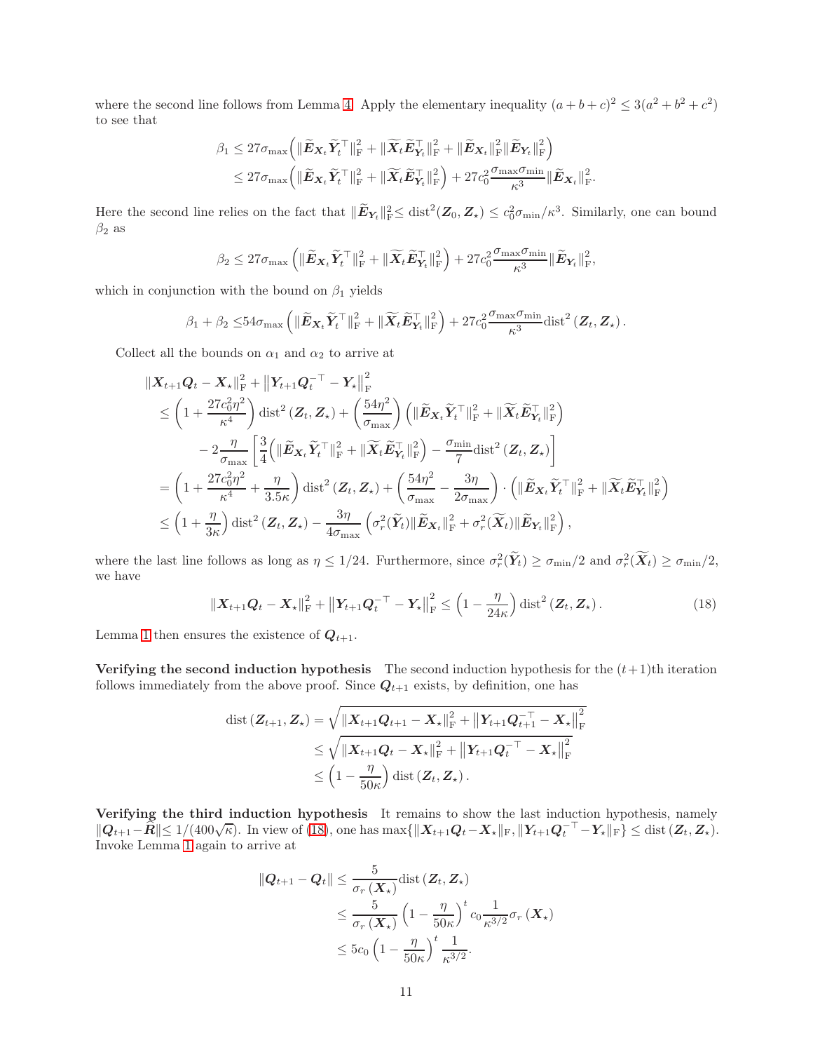where the second line follows from Lemma 4. Apply the elementary inequality $(a+b+c)^2 \leq 3(a^2+b^2+c^2)$ to see that

$$
\begin{aligned}
\beta_1 &\leq 27\sigma_{\max}\Big(\|\widetilde{\boldsymbol{E}}_{\boldsymbol{X}_t}\widetilde{\boldsymbol{Y}}_t^\top\|_{\mathrm{F}}^2 + \|\widetilde{\boldsymbol{X}}_t\widetilde{\boldsymbol{E}}_{\boldsymbol{Y}_t}^\top\|_{\mathrm{F}}^2 + \|\widetilde{\boldsymbol{E}}_{\boldsymbol{X}_t}\|_{\mathrm{F}}^2\|\widetilde{\boldsymbol{E}}_{\boldsymbol{Y}_t}\|_{\mathrm{F}}^2\Big) \\
&\leq 27\sigma_{\max}\Big(\|\widetilde{\boldsymbol{E}}_{\boldsymbol{X}_t}\widetilde{\boldsymbol{Y}}_t^\top\|_{\mathrm{F}}^2 + \|\widetilde{\boldsymbol{X}}_t\widetilde{\boldsymbol{E}}_{\boldsymbol{Y}_t}^\top\|_{\mathrm{F}}^2\Big) + 27c_0^2\frac{\sigma_{\max}\sigma_{\min}}{\kappa^3}\|\widetilde{\boldsymbol{E}}_{\boldsymbol{X}_t}\|_{\mathrm{F}}^2.
\end{aligned}
$$

Here the second line relies on the fact that $\|\widetilde{\boldsymbol{E}}_{\boldsymbol{Y}_t}\|_{\mathrm{F}}^2 \leq \mathrm{dist}^2(\boldsymbol{Z}_0, \boldsymbol{Z}_\star) \leq c_0^2\sigma_{\min}/\kappa^3$. Similarly, one can bound $\beta_2$ as

$$
\beta_2 \leq 27\sigma_{\max}\left(\|\widetilde{\boldsymbol{E}}_{\boldsymbol{X}_t}\widetilde{\boldsymbol{Y}}_t^\top\|_{\mathrm{F}}^2 + \|\widetilde{\boldsymbol{X}}_t\widetilde{\boldsymbol{E}}_{\boldsymbol{Y}_t}^\top\|_{\mathrm{F}}^2\right) + 27c_0^2\frac{\sigma_{\max}\sigma_{\min}}{\kappa^3}\|\widetilde{\boldsymbol{E}}_{\boldsymbol{Y}_t}\|_{\mathrm{F}}^2,
$$

which in conjunction with the bound on $\beta_1$ yields

$$
\beta_1 + \beta_2 \leq 54\sigma_{\max}\left(\|\widetilde{\boldsymbol{E}}_{\boldsymbol{X}_t}\widetilde{\boldsymbol{Y}}_t^\top\|_{\mathrm{F}}^2 + \|\widetilde{\boldsymbol{X}}_t\widetilde{\boldsymbol{E}}_{\boldsymbol{Y}_t}^\top\|_{\mathrm{F}}^2\right) + 27c_0^2\frac{\sigma_{\max}\sigma_{\min}}{\kappa^3}\mathrm{dist}^2\left(\boldsymbol{Z}_t, \boldsymbol{Z}_\star\right).
$$

Collect all the bounds on $\alpha_1$ and $\alpha_2$ to arrive at

$$
\begin{aligned}
&\|\boldsymbol{X}_{t+1}\boldsymbol{Q}_t - \boldsymbol{X}_\star\|_{\mathrm{F}}^2 + \left\|\boldsymbol{Y}_{t+1}\boldsymbol{Q}_t^{-\top} - \boldsymbol{Y}_\star\right\|_{\mathrm{F}}^2 \\
&\quad\leq \left(1 + \frac{27c_0^2\eta^2}{\kappa^4}\right)\mathrm{dist}^2\left(\boldsymbol{Z}_t, \boldsymbol{Z}_\star\right) + \left(\frac{54\eta^2}{\sigma_{\max}}\right)\left(\|\widetilde{\boldsymbol{E}}_{\boldsymbol{X}_t}\widetilde{\boldsymbol{Y}}_t^\top\|_{\mathrm{F}}^2 + \|\widetilde{\boldsymbol{X}}_t\widetilde{\boldsymbol{E}}_{\boldsymbol{Y}_t}^\top\|_{\mathrm{F}}^2\right) \\
&\qquad - 2\frac{\eta}{\sigma_{\max}}\left[\frac{3}{4}\Big(\|\widetilde{\boldsymbol{E}}_{\boldsymbol{X}_t}\widetilde{\boldsymbol{Y}}_t^\top\|_{\mathrm{F}}^2 + \|\widetilde{\boldsymbol{X}}_t\widetilde{\boldsymbol{E}}_{\boldsymbol{Y}_t}^\top\|_{\mathrm{F}}^2\Big) - \frac{\sigma_{\min}}{7}\mathrm{dist}^2\left(\boldsymbol{Z}_t, \boldsymbol{Z}_\star\right)\right] \\
&\quad= \left(1 + \frac{27c_0^2\eta^2}{\kappa^4} + \frac{\eta}{3.5\kappa}\right)\mathrm{dist}^2\left(\boldsymbol{Z}_t, \boldsymbol{Z}_\star\right) + \left(\frac{54\eta^2}{\sigma_{\max}} - \frac{3\eta}{2\sigma_{\max}}\right)\cdot\left(\|\widetilde{\boldsymbol{E}}_{\boldsymbol{X}_t}\widetilde{\boldsymbol{Y}}_t^\top\|_{\mathrm{F}}^2 + \|\widetilde{\boldsymbol{X}}_t\widetilde{\boldsymbol{E}}_{\boldsymbol{Y}_t}^\top\|_{\mathrm{F}}^2\right) \\
&\quad\leq \left(1 + \frac{\eta}{3\kappa}\right)\mathrm{dist}^2\left(\boldsymbol{Z}_t, \boldsymbol{Z}_\star\right) - \frac{3\eta}{4\sigma_{\max}}\left(\sigma_r^2(\widetilde{\boldsymbol{Y}}_t)\|\widetilde{\boldsymbol{E}}_{\boldsymbol{X}_t}\|_{\mathrm{F}}^2 + \sigma_r^2(\widetilde{\boldsymbol{X}}_t)\|\widetilde{\boldsymbol{E}}_{\boldsymbol{Y}_t}\|_{\mathrm{F}}^2\right),
\end{aligned}
$$

where the last line follows as long as $\eta \leq 1/24$. Furthermore, since $\sigma_r^2(\widetilde{\boldsymbol{Y}}_t) \geq \sigma_{\min}/2$ and $\sigma_r^2(\widetilde{\boldsymbol{X}}_t) \geq \sigma_{\min}/2$, we have

$$
\|\boldsymbol{X}_{t+1}\boldsymbol{Q}_t - \boldsymbol{X}_\star\|_{\mathrm{F}}^2 + \left\|\boldsymbol{Y}_{t+1}\boldsymbol{Q}_t^{-\top} - \boldsymbol{Y}_\star\right\|_{\mathrm{F}}^2 \leq \left(1 - \frac{\eta}{24\kappa}\right)\mathrm{dist}^2\left(\boldsymbol{Z}_t, \boldsymbol{Z}_\star\right). \tag{18}
$$

Lemma 1 then ensures the existence of $\boldsymbol{Q}_{t+1}$.

**Verifying the second induction hypothesis** The second induction hypothesis for the $(t+1)$th iteration follows immediately from the above proof. Since $\boldsymbol{Q}_{t+1}$ exists, by definition, one has

$$
\begin{aligned}
\mathrm{dist}\left(\boldsymbol{Z}_{t+1}, \boldsymbol{Z}_\star\right) &= \sqrt{\|\boldsymbol{X}_{t+1}\boldsymbol{Q}_{t+1} - \boldsymbol{X}_\star\|_{\mathrm{F}}^2 + \left\|\boldsymbol{Y}_{t+1}\boldsymbol{Q}_{t+1}^{-\top} - \boldsymbol{X}_\star\right\|_{\mathrm{F}}^2} \\
&\leq \sqrt{\|\boldsymbol{X}_{t+1}\boldsymbol{Q}_t - \boldsymbol{X}_\star\|_{\mathrm{F}}^2 + \left\|\boldsymbol{Y}_{t+1}\boldsymbol{Q}_t^{-\top} - \boldsymbol{X}_\star\right\|_{\mathrm{F}}^2} \\
&\leq \left(1 - \frac{\eta}{50\kappa}\right)\mathrm{dist}\left(\boldsymbol{Z}_t, \boldsymbol{Z}_\star\right).
\end{aligned}
$$

**Verifying the third induction hypothesis** It remains to show the last induction hypothesis, namely $\|\boldsymbol{Q}_{t+1} - \widehat{\boldsymbol{R}}\| \leq 1/(400\sqrt{\kappa})$. In view of (18), one has $\max\{\|\boldsymbol{X}_{t+1}\boldsymbol{Q}_t - \boldsymbol{X}_\star\|_{\mathrm{F}}, \|\boldsymbol{Y}_{t+1}\boldsymbol{Q}_t^{-\top} - \boldsymbol{Y}_\star\|_{\mathrm{F}}\} \leq \mathrm{dist}\left(\boldsymbol{Z}_t, \boldsymbol{Z}_\star\right)$. Invoke Lemma 1 again to arrive at

$$
\begin{aligned}
\|\boldsymbol{Q}_{t+1} - \boldsymbol{Q}_t\| &\leq \frac{5}{\sigma_r\left(\boldsymbol{X}_\star\right)}\mathrm{dist}\left(\boldsymbol{Z}_t, \boldsymbol{Z}_\star\right) \\
&\leq \frac{5}{\sigma_r\left(\boldsymbol{X}_\star\right)}\left(1 - \frac{\eta}{50\kappa}\right)^t c_0\frac{1}{\kappa^{3/2}}\sigma_r\left(\boldsymbol{X}_\star\right) \\
&\leq 5c_0\left(1 - \frac{\eta}{50\kappa}\right)^t\frac{1}{\kappa^{3/2}}.
\end{aligned}
$$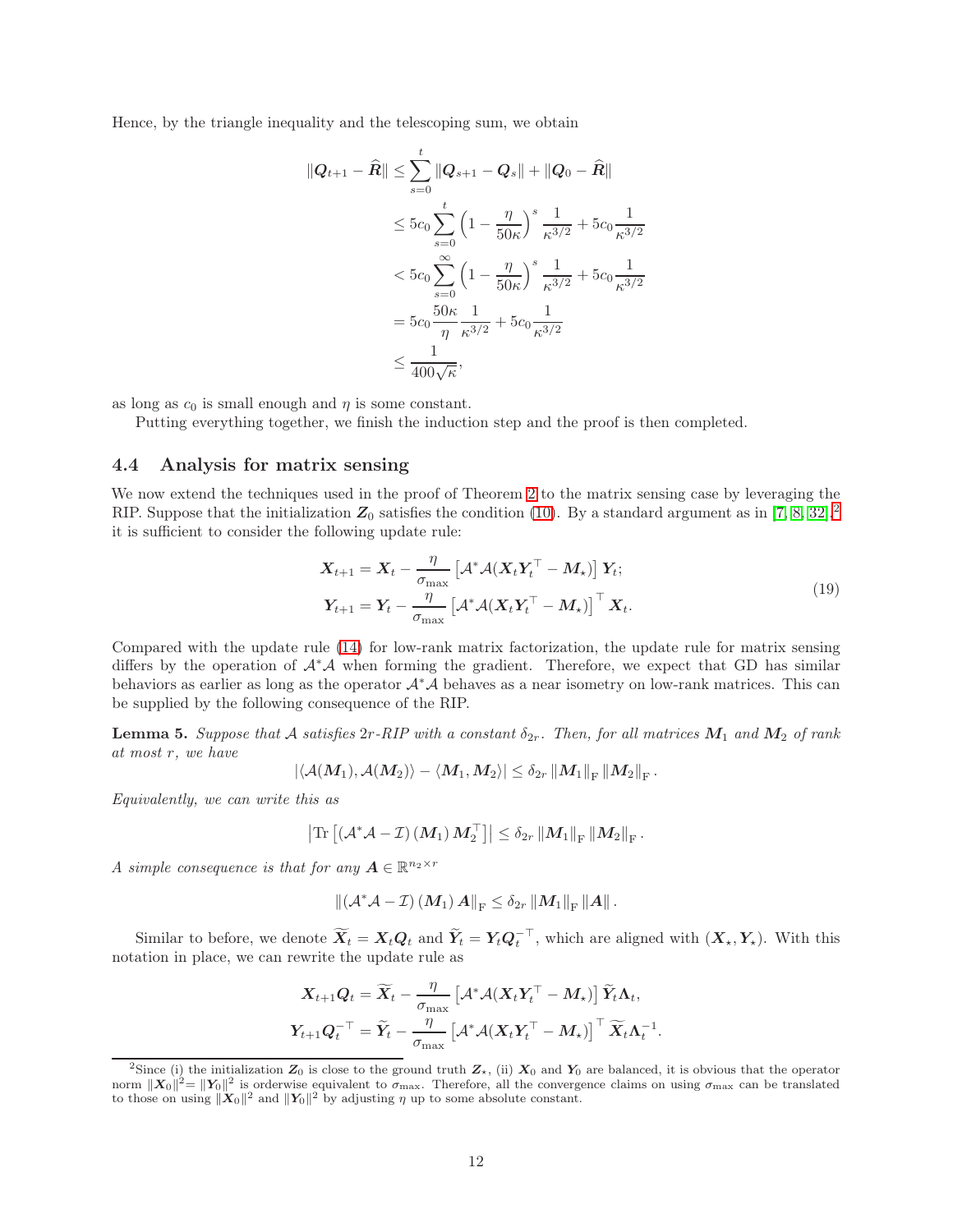Hence, by the triangle inequality and the telescoping sum, we obtain

$$
\begin{aligned}
\|\boldsymbol{Q}_{t+1} - \widehat{\boldsymbol{R}}\| &\leq \sum_{s=0}^{t} \|\boldsymbol{Q}_{s+1} - \boldsymbol{Q}_s\| + \|\boldsymbol{Q}_0 - \widehat{\boldsymbol{R}}\| \\
&\leq 5c_0 \sum_{s=0}^{t} \left(1 - \frac{\eta}{50\kappa}\right)^s \frac{1}{\kappa^{3/2}} + 5c_0 \frac{1}{\kappa^{3/2}} \\
&< 5c_0 \sum_{s=0}^{\infty} \left(1 - \frac{\eta}{50\kappa}\right)^s \frac{1}{\kappa^{3/2}} + 5c_0 \frac{1}{\kappa^{3/2}} \\
&= 5c_0 \frac{50\kappa}{\eta} \frac{1}{\kappa^{3/2}} + 5c_0 \frac{1}{\kappa^{3/2}} \\
&\leq \frac{1}{400\sqrt{\kappa}},
\end{aligned}
$$

as long as $c_0$ is small enough and $\eta$ is some constant.

Putting everything together, we finish the induction step and the proof is then completed.

## 4.4 Analysis for matrix sensing

We now extend the techniques used in the proof of Theorem 2 to the matrix sensing case by leveraging the RIP. Suppose that the initialization $\boldsymbol{Z}_0$ satisfies the condition (10). By a standard argument as in [7, 8, 32],[2] it is sufficient to consider the following update rule:

$$
\begin{aligned}
\boldsymbol{X}_{t+1} &= \boldsymbol{X}_t - \frac{\eta}{\sigma_{\max}} \left[\mathcal{A}^*\mathcal{A}(\boldsymbol{X}_t\boldsymbol{Y}_t^\top - \boldsymbol{M}_\star)\right] \boldsymbol{Y}_t; \\
\boldsymbol{Y}_{t+1} &= \boldsymbol{Y}_t - \frac{\eta}{\sigma_{\max}} \left[\mathcal{A}^*\mathcal{A}(\boldsymbol{X}_t\boldsymbol{Y}_t^\top - \boldsymbol{M}_\star)\right]^\top \boldsymbol{X}_t.
\end{aligned} \tag{19}
$$

Compared with the update rule (14) for low-rank matrix factorization, the update rule for matrix sensing differs by the operation of $\mathcal{A}^*\mathcal{A}$ when forming the gradient. Therefore, we expect that GD has similar behaviors as earlier as long as the operator $\mathcal{A}^*\mathcal{A}$ behaves as a near isometry on low-rank matrices. This can be supplied by the following consequence of the RIP.

**Lemma 5.** *Suppose that $\mathcal{A}$ satisfies $2r$-RIP with a constant $\delta_{2r}$. Then, for all matrices $\boldsymbol{M}_1$ and $\boldsymbol{M}_2$ of rank at most $r$, we have*

$$
\left|\langle \mathcal{A}(\boldsymbol{M}_1), \mathcal{A}(\boldsymbol{M}_2)\rangle - \langle \boldsymbol{M}_1, \boldsymbol{M}_2\rangle\right| \leq \delta_{2r} \|\boldsymbol{M}_1\|_{\mathrm{F}} \|\boldsymbol{M}_2\|_{\mathrm{F}}.
$$

*Equivalently, we can write this as*

$$
\left|\mathrm{Tr}\left[\left(\mathcal{A}^*\mathcal{A} - \mathcal{I}\right)(\boldsymbol{M}_1)\, \boldsymbol{M}_2^\top\right]\right| \leq \delta_{2r} \|\boldsymbol{M}_1\|_{\mathrm{F}} \|\boldsymbol{M}_2\|_{\mathrm{F}}.
$$

*A simple consequence is that for any $\boldsymbol{A} \in \mathbb{R}^{n_2\times r}$*

$$
\left\|\left(\mathcal{A}^*\mathcal{A} - \mathcal{I}\right)(\boldsymbol{M}_1)\, \boldsymbol{A}\right\|_{\mathrm{F}} \leq \delta_{2r} \|\boldsymbol{M}_1\|_{\mathrm{F}} \|\boldsymbol{A}\|.
$$

Similar to before, we denote $\widetilde{\boldsymbol{X}}_t = \boldsymbol{X}_t\boldsymbol{Q}_t$ and $\widetilde{\boldsymbol{Y}}_t = \boldsymbol{Y}_t\boldsymbol{Q}_t^{-\top}$, which are aligned with $(\boldsymbol{X}_\star, \boldsymbol{Y}_\star)$. With this notation in place, we can rewrite the update rule as

$$
\begin{aligned}
\boldsymbol{X}_{t+1}\boldsymbol{Q}_t &= \widetilde{\boldsymbol{X}}_t - \frac{\eta}{\sigma_{\max}} \left[\mathcal{A}^*\mathcal{A}(\boldsymbol{X}_t\boldsymbol{Y}_t^\top - \boldsymbol{M}_\star)\right] \widetilde{\boldsymbol{Y}}_t\boldsymbol{\Lambda}_t, \\
\boldsymbol{Y}_{t+1}\boldsymbol{Q}_t^{-\top} &= \widetilde{\boldsymbol{Y}}_t - \frac{\eta}{\sigma_{\max}} \left[\mathcal{A}^*\mathcal{A}(\boldsymbol{X}_t\boldsymbol{Y}_t^\top - \boldsymbol{M}_\star)\right]^\top \widetilde{\boldsymbol{X}}_t\boldsymbol{\Lambda}_t^{-1}.
\end{aligned}
$$

[2] Since (i) the initialization $\boldsymbol{Z}_0$ is close to the ground truth $\boldsymbol{Z}_\star$, (ii) $\boldsymbol{X}_0$ and $\boldsymbol{Y}_0$ are balanced, it is obvious that the operator norm $\|\boldsymbol{X}_0\|^2 = \|\boldsymbol{Y}_0\|^2$ is orderwise equivalent to $\sigma_{\max}$. Therefore, all the convergence claims on using $\sigma_{\max}$ can be translated to those on using $\|\boldsymbol{X}_0\|^2$ and $\|\boldsymbol{Y}_0\|^2$ by adjusting $\eta$ up to some absolute constant.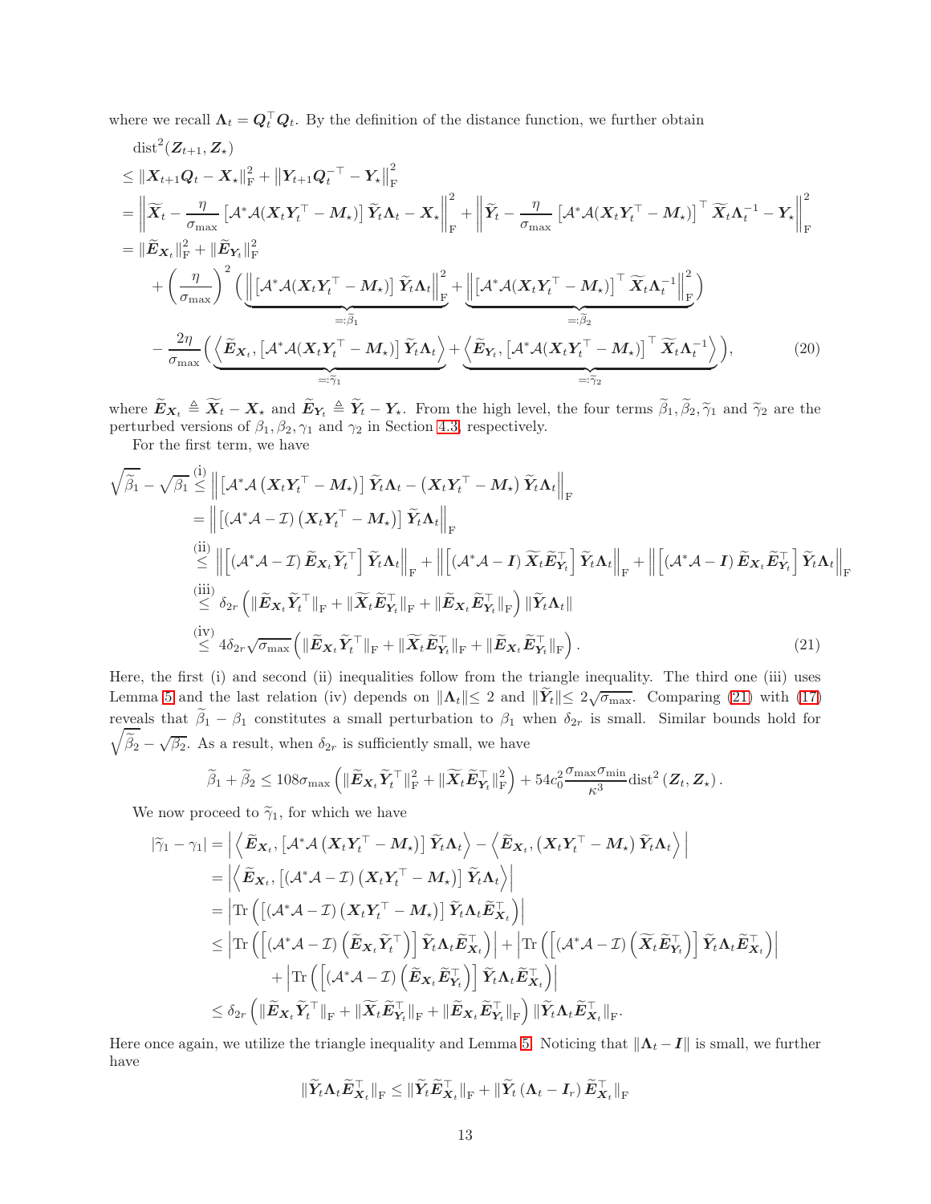where we recall $\boldsymbol{\Lambda}_t = \boldsymbol{Q}_t^\top \boldsymbol{Q}_t$. By the definition of the distance function, we further obtain

$$
\begin{aligned}
&\operatorname{dist}^2(\boldsymbol{Z}_{t+1}, \boldsymbol{Z}_\star) \\
&\le \|\boldsymbol{X}_{t+1}\boldsymbol{Q}_t - \boldsymbol{X}_\star\|_{\mathrm{F}}^2 + \left\|\boldsymbol{Y}_{t+1}\boldsymbol{Q}_t^{-\top} - \boldsymbol{Y}_\star\right\|_{\mathrm{F}}^2 \\
&= \left\|\widetilde{\boldsymbol{X}}_t - \frac{\eta}{\sigma_{\max}}\left[\mathcal{A}^*\mathcal{A}(\boldsymbol{X}_t\boldsymbol{Y}_t^\top - \boldsymbol{M}_\star)\right]\widetilde{\boldsymbol{Y}}_t\boldsymbol{\Lambda}_t - \boldsymbol{X}_\star\right\|_{\mathrm{F}}^2 + \left\|\widetilde{\boldsymbol{Y}}_t - \frac{\eta}{\sigma_{\max}}\left[\mathcal{A}^*\mathcal{A}(\boldsymbol{X}_t\boldsymbol{Y}_t^\top - \boldsymbol{M}_\star)\right]^\top\widetilde{\boldsymbol{X}}_t\boldsymbol{\Lambda}_t^{-1} - \boldsymbol{Y}_\star\right\|_{\mathrm{F}}^2 \\
&= \|\widetilde{\boldsymbol{E}}_{\boldsymbol{X}_t}\|_{\mathrm{F}}^2 + \|\widetilde{\boldsymbol{E}}_{\boldsymbol{Y}_t}\|_{\mathrm{F}}^2 \\
&\quad + \left(\frac{\eta}{\sigma_{\max}}\right)^2\Big(\underbrace{\left\|\left[\mathcal{A}^*\mathcal{A}(\boldsymbol{X}_t\boldsymbol{Y}_t^\top - \boldsymbol{M}_\star)\right]\widetilde{\boldsymbol{Y}}_t\boldsymbol{\Lambda}_t\right\|_{\mathrm{F}}^2}_{=:\widetilde{\beta}_1} + \underbrace{\left\|\left[\mathcal{A}^*\mathcal{A}(\boldsymbol{X}_t\boldsymbol{Y}_t^\top - \boldsymbol{M}_\star)\right]^\top\widetilde{\boldsymbol{X}}_t\boldsymbol{\Lambda}_t^{-1}\right\|_{\mathrm{F}}^2}_{=:\widetilde{\beta}_2}\Big) \\
&\quad - \frac{2\eta}{\sigma_{\max}}\Big(\underbrace{\left\langle\widetilde{\boldsymbol{E}}_{\boldsymbol{X}_t}, \left[\mathcal{A}^*\mathcal{A}(\boldsymbol{X}_t\boldsymbol{Y}_t^\top - \boldsymbol{M}_\star)\right]\widetilde{\boldsymbol{Y}}_t\boldsymbol{\Lambda}_t\right\rangle}_{=:\widetilde{\gamma}_1} + \underbrace{\left\langle\widetilde{\boldsymbol{E}}_{\boldsymbol{Y}_t}, \left[\mathcal{A}^*\mathcal{A}(\boldsymbol{X}_t\boldsymbol{Y}_t^\top - \boldsymbol{M}_\star)\right]^\top\widetilde{\boldsymbol{X}}_t\boldsymbol{\Lambda}_t^{-1}\right\rangle}_{=:\widetilde{\gamma}_2}\Big),
\end{aligned}
\tag{20}
$$

where $\widetilde{\boldsymbol{E}}_{\boldsymbol{X}_t} \triangleq \widetilde{\boldsymbol{X}}_t - \boldsymbol{X}_\star$ and $\widetilde{\boldsymbol{E}}_{\boldsymbol{Y}_t} \triangleq \widetilde{\boldsymbol{Y}}_t - \boldsymbol{Y}_\star$. From the high level, the four terms $\widetilde{\beta}_1, \widetilde{\beta}_2, \widetilde{\gamma}_1$ and $\widetilde{\gamma}_2$ are the perturbed versions of $\beta_1, \beta_2, \gamma_1$ and $\gamma_2$ in Section 4.3, respectively.

For the first term, we have

$$
\begin{aligned}
\sqrt{\widetilde{\beta}_1} - \sqrt{\beta_1} &\overset{\text{(i)}}{\le} \left\|\left[\mathcal{A}^*\mathcal{A}\left(\boldsymbol{X}_t\boldsymbol{Y}_t^\top - \boldsymbol{M}_\star\right)\right]\widetilde{\boldsymbol{Y}}_t\boldsymbol{\Lambda}_t - \left(\boldsymbol{X}_t\boldsymbol{Y}_t^\top - \boldsymbol{M}_\star\right)\widetilde{\boldsymbol{Y}}_t\boldsymbol{\Lambda}_t\right\|_{\mathrm{F}} \\
&= \left\|\left[\left(\mathcal{A}^*\mathcal{A} - \mathcal{I}\right)\left(\boldsymbol{X}_t\boldsymbol{Y}_t^\top - \boldsymbol{M}_\star\right)\right]\widetilde{\boldsymbol{Y}}_t\boldsymbol{\Lambda}_t\right\|_{\mathrm{F}} \\
&\overset{\text{(ii)}}{\le} \left\|\left[\left(\mathcal{A}^*\mathcal{A} - \mathcal{I}\right)\widetilde{\boldsymbol{E}}_{\boldsymbol{X}_t}\widetilde{\boldsymbol{Y}}_t^\top\right]\widetilde{\boldsymbol{Y}}_t\boldsymbol{\Lambda}_t\right\|_{\mathrm{F}} + \left\|\left[\left(\mathcal{A}^*\mathcal{A} - \boldsymbol{I}\right)\widetilde{\boldsymbol{X}}_t\widetilde{\boldsymbol{E}}_{\boldsymbol{Y}_t}^\top\right]\widetilde{\boldsymbol{Y}}_t\boldsymbol{\Lambda}_t\right\|_{\mathrm{F}} + \left\|\left[\left(\mathcal{A}^*\mathcal{A} - \boldsymbol{I}\right)\widetilde{\boldsymbol{E}}_{\boldsymbol{X}_t}\widetilde{\boldsymbol{E}}_{\boldsymbol{Y}_t}^\top\right]\widetilde{\boldsymbol{Y}}_t\boldsymbol{\Lambda}_t\right\|_{\mathrm{F}} \\
&\overset{\text{(iii)}}{\le} \delta_{2r}\left(\|\widetilde{\boldsymbol{E}}_{\boldsymbol{X}_t}\widetilde{\boldsymbol{Y}}_t^\top\|_{\mathrm{F}} + \|\widetilde{\boldsymbol{X}}_t\widetilde{\boldsymbol{E}}_{\boldsymbol{Y}_t}^\top\|_{\mathrm{F}} + \|\widetilde{\boldsymbol{E}}_{\boldsymbol{X}_t}\widetilde{\boldsymbol{E}}_{\boldsymbol{Y}_t}^\top\|_{\mathrm{F}}\right)\|\widetilde{\boldsymbol{Y}}_t\boldsymbol{\Lambda}_t\| \\
&\overset{\text{(iv)}}{\le} 4\delta_{2r}\sqrt{\sigma_{\max}}\left(\|\widetilde{\boldsymbol{E}}_{\boldsymbol{X}_t}\widetilde{\boldsymbol{Y}}_t^\top\|_{\mathrm{F}} + \|\widetilde{\boldsymbol{X}}_t\widetilde{\boldsymbol{E}}_{\boldsymbol{Y}_t}^\top\|_{\mathrm{F}} + \|\widetilde{\boldsymbol{E}}_{\boldsymbol{X}_t}\widetilde{\boldsymbol{E}}_{\boldsymbol{Y}_t}^\top\|_{\mathrm{F}}\right).
\end{aligned}
\tag{21}
$$

Here, the first (i) and second (ii) inequalities follow from the triangle inequality. The third one (iii) uses Lemma 5 and the last relation (iv) depends on $\|\boldsymbol{\Lambda}_t\| \le 2$ and $\|\widetilde{\boldsymbol{Y}}_t\| \le 2\sqrt{\sigma_{\max}}$. Comparing (21) with (17) reveals that $\widetilde{\beta}_1 - \beta_1$ constitutes a small perturbation to $\beta_1$ when $\delta_{2r}$ is small. Similar bounds hold for $\sqrt{\widetilde{\beta}_2} - \sqrt{\beta_2}$. As a result, when $\delta_{2r}$ is sufficiently small, we have

$$
\widetilde{\beta}_1 + \widetilde{\beta}_2 \le 108\sigma_{\max}\left(\|\widetilde{\boldsymbol{E}}_{\boldsymbol{X}_t}\widetilde{\boldsymbol{Y}}_t^\top\|_{\mathrm{F}}^2 + \|\widetilde{\boldsymbol{X}}_t\widetilde{\boldsymbol{E}}_{\boldsymbol{Y}_t}^\top\|_{\mathrm{F}}^2\right) + 54c_0^2\frac{\sigma_{\max}\sigma_{\min}}{\kappa^3}\operatorname{dist}^2\left(\boldsymbol{Z}_t, \boldsymbol{Z}_\star\right).
$$

We now proceed to $\widetilde{\gamma}_1$, for which we have

$$
\begin{aligned}
|\widetilde{\gamma}_1 - \gamma_1| &= \left|\left\langle\widetilde{\boldsymbol{E}}_{\boldsymbol{X}_t}, \left[\mathcal{A}^*\mathcal{A}\left(\boldsymbol{X}_t\boldsymbol{Y}_t^\top - \boldsymbol{M}_\star\right)\right]\widetilde{\boldsymbol{Y}}_t\boldsymbol{\Lambda}_t\right\rangle - \left\langle\widetilde{\boldsymbol{E}}_{\boldsymbol{X}_t}, \left(\boldsymbol{X}_t\boldsymbol{Y}_t^\top - \boldsymbol{M}_\star\right)\widetilde{\boldsymbol{Y}}_t\boldsymbol{\Lambda}_t\right\rangle\right| \\
&= \left|\left\langle\widetilde{\boldsymbol{E}}_{\boldsymbol{X}_t}, \left[\left(\mathcal{A}^*\mathcal{A} - \mathcal{I}\right)\left(\boldsymbol{X}_t\boldsymbol{Y}_t^\top - \boldsymbol{M}_\star\right)\right]\widetilde{\boldsymbol{Y}}_t\boldsymbol{\Lambda}_t\right\rangle\right| \\
&= \left|\operatorname{Tr}\left(\left[\left(\mathcal{A}^*\mathcal{A} - \mathcal{I}\right)\left(\boldsymbol{X}_t\boldsymbol{Y}_t^\top - \boldsymbol{M}_\star\right)\right]\widetilde{\boldsymbol{Y}}_t\boldsymbol{\Lambda}_t\widetilde{\boldsymbol{E}}_{\boldsymbol{X}_t}^\top\right)\right| \\
&\le \left|\operatorname{Tr}\left(\left[\left(\mathcal{A}^*\mathcal{A} - \mathcal{I}\right)\left(\widetilde{\boldsymbol{E}}_{\boldsymbol{X}_t}\widetilde{\boldsymbol{Y}}_t^\top\right)\right]\widetilde{\boldsymbol{Y}}_t\boldsymbol{\Lambda}_t\widetilde{\boldsymbol{E}}_{\boldsymbol{X}_t}^\top\right)\right| + \left|\operatorname{Tr}\left(\left[\left(\mathcal{A}^*\mathcal{A} - \mathcal{I}\right)\left(\widetilde{\boldsymbol{X}}_t\widetilde{\boldsymbol{E}}_{\boldsymbol{Y}_t}^\top\right)\right]\widetilde{\boldsymbol{Y}}_t\boldsymbol{\Lambda}_t\widetilde{\boldsymbol{E}}_{\boldsymbol{X}_t}^\top\right)\right| \\
&\quad + \left|\operatorname{Tr}\left(\left[\left(\mathcal{A}^*\mathcal{A} - \mathcal{I}\right)\left(\widetilde{\boldsymbol{E}}_{\boldsymbol{X}_t}\widetilde{\boldsymbol{E}}_{\boldsymbol{Y}_t}^\top\right)\right]\widetilde{\boldsymbol{Y}}_t\boldsymbol{\Lambda}_t\widetilde{\boldsymbol{E}}_{\boldsymbol{X}_t}^\top\right)\right| \\
&\le \delta_{2r}\left(\|\widetilde{\boldsymbol{E}}_{\boldsymbol{X}_t}\widetilde{\boldsymbol{Y}}_t^\top\|_{\mathrm{F}} + \|\widetilde{\boldsymbol{X}}_t\widetilde{\boldsymbol{E}}_{\boldsymbol{Y}_t}^\top\|_{\mathrm{F}} + \|\widetilde{\boldsymbol{E}}_{\boldsymbol{X}_t}\widetilde{\boldsymbol{E}}_{\boldsymbol{Y}_t}^\top\|_{\mathrm{F}}\right)\|\widetilde{\boldsymbol{Y}}_t\boldsymbol{\Lambda}_t\widetilde{\boldsymbol{E}}_{\boldsymbol{X}_t}^\top\|_{\mathrm{F}}.
\end{aligned}
$$

Here once again, we utilize the triangle inequality and Lemma 5. Noticing that $\|\boldsymbol{\Lambda}_t - \boldsymbol{I}\|$ is small, we further have

$$
\|\widetilde{\boldsymbol{Y}}_t\boldsymbol{\Lambda}_t\widetilde{\boldsymbol{E}}_{\boldsymbol{X}_t}^\top\|_{\mathrm{F}} \le \|\widetilde{\boldsymbol{Y}}_t\widetilde{\boldsymbol{E}}_{\boldsymbol{X}_t}^\top\|_{\mathrm{F}} + \|\widetilde{\boldsymbol{Y}}_t\left(\boldsymbol{\Lambda}_t - \boldsymbol{I}_r\right)\widetilde{\boldsymbol{E}}_{\boldsymbol{X}_t}^\top\|_{\mathrm{F}}
$$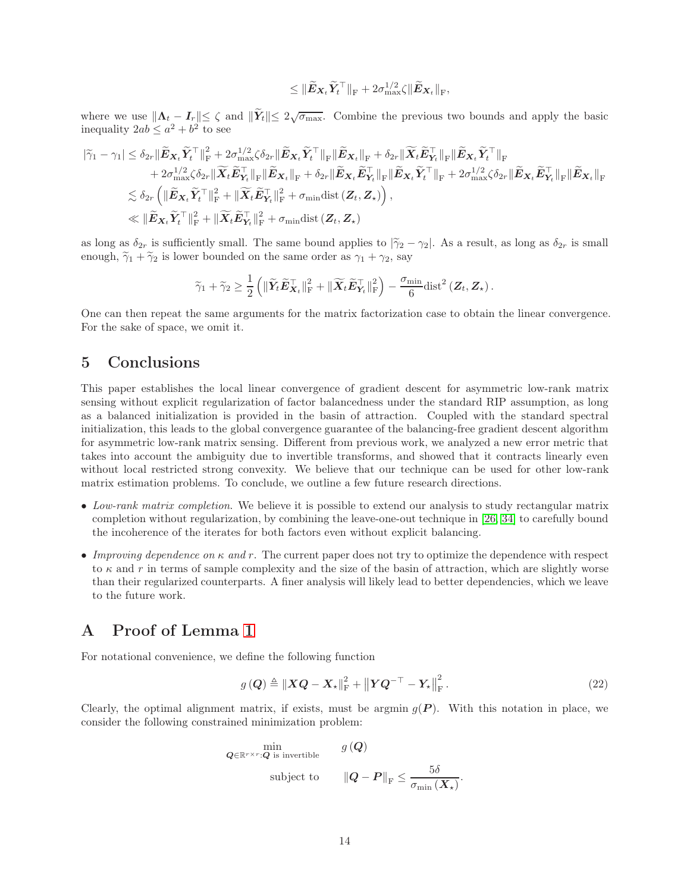$$\leq \|\widetilde{\boldsymbol{E}}_{\boldsymbol{X}_t}\widetilde{\boldsymbol{Y}}_t^\top\|_{\mathrm{F}} + 2\sigma_{\max}^{1/2}\zeta\|\widetilde{\boldsymbol{E}}_{\boldsymbol{X}_t}\|_{\mathrm{F}},$$

where we use $\|\boldsymbol{\Lambda}_t - \boldsymbol{I}_r\| \leq \zeta$ and $\|\widetilde{\boldsymbol{Y}}_t\| \leq 2\sqrt{\sigma_{\max}}$. Combine the previous two bounds and apply the basic inequality $2ab \leq a^2 + b^2$ to see

$$\begin{aligned}
|\widetilde{\gamma}_1 - \gamma_1| &\leq \delta_{2r}\|\widetilde{\boldsymbol{E}}_{\boldsymbol{X}_t}\widetilde{\boldsymbol{Y}}_t^\top\|_{\mathrm{F}}^2 + 2\sigma_{\max}^{1/2}\zeta\delta_{2r}\|\widetilde{\boldsymbol{E}}_{\boldsymbol{X}_t}\widetilde{\boldsymbol{Y}}_t^\top\|_{\mathrm{F}}\|\widetilde{\boldsymbol{E}}_{\boldsymbol{X}_t}\|_{\mathrm{F}} + \delta_{2r}\|\widetilde{\boldsymbol{X}}_t\widetilde{\boldsymbol{E}}_{\boldsymbol{Y}_t}^\top\|_{\mathrm{F}}\|\widetilde{\boldsymbol{E}}_{\boldsymbol{X}_t}\widetilde{\boldsymbol{Y}}_t^\top\|_{\mathrm{F}} \\
&\quad + 2\sigma_{\max}^{1/2}\zeta\delta_{2r}\|\widetilde{\boldsymbol{X}}_t\widetilde{\boldsymbol{E}}_{\boldsymbol{Y}_t}^\top\|_{\mathrm{F}}\|\widetilde{\boldsymbol{E}}_{\boldsymbol{X}_t}\|_{\mathrm{F}} + \delta_{2r}\|\widetilde{\boldsymbol{E}}_{\boldsymbol{X}_t}\widetilde{\boldsymbol{E}}_{\boldsymbol{Y}_t}^\top\|_{\mathrm{F}}\|\widetilde{\boldsymbol{E}}_{\boldsymbol{X}_t}\widetilde{\boldsymbol{Y}}_t^\top\|_{\mathrm{F}} + 2\sigma_{\max}^{1/2}\zeta\delta_{2r}\|\widetilde{\boldsymbol{E}}_{\boldsymbol{X}_t}\widetilde{\boldsymbol{E}}_{\boldsymbol{Y}_t}^\top\|_{\mathrm{F}}\|\widetilde{\boldsymbol{E}}_{\boldsymbol{X}_t}\|_{\mathrm{F}} \\
&\lesssim \delta_{2r}\left(\|\widetilde{\boldsymbol{E}}_{\boldsymbol{X}_t}\widetilde{\boldsymbol{Y}}_t^\top\|_{\mathrm{F}}^2 + \|\widetilde{\boldsymbol{X}}_t\widetilde{\boldsymbol{E}}_{\boldsymbol{Y}_t}^\top\|_{\mathrm{F}}^2 + \sigma_{\min}\mathrm{dist}\left(\boldsymbol{Z}_t, \boldsymbol{Z}_\star\right)\right), \\
&\ll \|\widetilde{\boldsymbol{E}}_{\boldsymbol{X}_t}\widetilde{\boldsymbol{Y}}_t^\top\|_{\mathrm{F}}^2 + \|\widetilde{\boldsymbol{X}}_t\widetilde{\boldsymbol{E}}_{\boldsymbol{Y}_t}^\top\|_{\mathrm{F}}^2 + \sigma_{\min}\mathrm{dist}\left(\boldsymbol{Z}_t, \boldsymbol{Z}_\star\right)
\end{aligned}$$

as long as $\delta_{2r}$ is sufficiently small. The same bound applies to $|\widetilde{\gamma}_2 - \gamma_2|$. As a result, as long as $\delta_{2r}$ is small enough, $\widetilde{\gamma}_1 + \widetilde{\gamma}_2$ is lower bounded on the same order as $\gamma_1 + \gamma_2$, say

$$\widetilde{\gamma}_1 + \widetilde{\gamma}_2 \geq \frac{1}{2}\left(\|\widetilde{\boldsymbol{Y}}_t\widetilde{\boldsymbol{E}}_{\boldsymbol{X}_t}^\top\|_{\mathrm{F}}^2 + \|\widetilde{\boldsymbol{X}}_t\widetilde{\boldsymbol{E}}_{\boldsymbol{Y}_t}^\top\|_{\mathrm{F}}^2\right) - \frac{\sigma_{\min}}{6}\mathrm{dist}^2\left(\boldsymbol{Z}_t, \boldsymbol{Z}_\star\right).$$

One can then repeat the same arguments for the matrix factorization case to obtain the linear convergence. For the sake of space, we omit it.

## 5 Conclusions

This paper establishes the local linear convergence of gradient descent for asymmetric low-rank matrix sensing without explicit regularization of factor balancedness under the standard RIP assumption, as long as a balanced initialization is provided in the basin of attraction. Coupled with the standard spectral initialization, this leads to the global convergence guarantee of the balancing-free gradient descent algorithm for asymmetric low-rank matrix sensing. Different from previous work, we analyzed a new error metric that takes into account the ambiguity due to invertible transforms, and showed that it contracts linearly even without local restricted strong convexity. We believe that our technique can be used for other low-rank matrix estimation problems. To conclude, we outline a few future research directions.

- *Low-rank matrix completion*. We believe it is possible to extend our analysis to study rectangular matrix completion without regularization, by combining the leave-one-out technique in [26, 34] to carefully bound the incoherence of the iterates for both factors even without explicit balancing.
- *Improving dependence on $\kappa$ and $r$*. The current paper does not try to optimize the dependence with respect to $\kappa$ and $r$ in terms of sample complexity and the size of the basin of attraction, which are slightly worse than their regularized counterparts. A finer analysis will likely lead to better dependencies, which we leave to the future work.

## A Proof of Lemma 1

For notational convenience, we define the following function

$$g\left(\boldsymbol{Q}\right) \triangleq \|\boldsymbol{X}\boldsymbol{Q} - \boldsymbol{X}_\star\|_{\mathrm{F}}^2 + \left\|\boldsymbol{Y}\boldsymbol{Q}^{-\top} - \boldsymbol{Y}_\star\right\|_{\mathrm{F}}^2. \tag{22}$$

Clearly, the optimal alignment matrix, if exists, must be argmin $g(\boldsymbol{P})$. With this notation in place, we consider the following constrained minimization problem:

$$\begin{aligned}
\min_{\boldsymbol{Q}\in\mathbb{R}^{r\times r}:\boldsymbol{Q}\text{ is invertible}} \quad & g\left(\boldsymbol{Q}\right) \\
\text{subject to} \quad & \|\boldsymbol{Q} - \boldsymbol{P}\|_{\mathrm{F}} \leq \frac{5\delta}{\sigma_{\min}\left(\boldsymbol{X}_\star\right)}.
\end{aligned}$$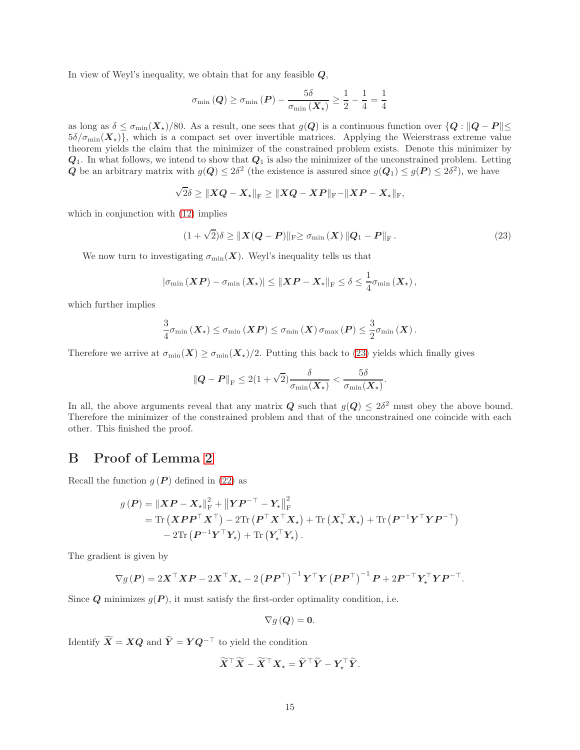In view of Weyl's inequality, we obtain that for any feasible $\boldsymbol{Q}$,

$$\sigma_{\min}(\boldsymbol{Q}) \geq \sigma_{\min}(\boldsymbol{P}) - \frac{5\delta}{\sigma_{\min}(\boldsymbol{X}_\star)} \geq \frac{1}{2} - \frac{1}{4} = \frac{1}{4}$$

as long as $\delta \leq \sigma_{\min}(\boldsymbol{X}_\star)/80$. As a result, one sees that $g(\boldsymbol{Q})$ is a continuous function over $\{\boldsymbol{Q} : \|\boldsymbol{Q} - \boldsymbol{P}\| \leq 5\delta/\sigma_{\min}(\boldsymbol{X}_\star)\}$, which is a compact set over invertible matrices. Applying the Weierstrass extreme value theorem yields the claim that the minimizer of the constrained problem exists. Denote this minimizer by $\boldsymbol{Q}_1$. In what follows, we intend to show that $\boldsymbol{Q}_1$ is also the minimizer of the unconstrained problem. Letting $\boldsymbol{Q}$ be an arbitrary matrix with $g(\boldsymbol{Q}) \leq 2\delta^2$ (the existence is assured since $g(\boldsymbol{Q}_1) \leq g(\boldsymbol{P}) \leq 2\delta^2$), we have

$$\sqrt{2}\delta \geq \|\boldsymbol{X}\boldsymbol{Q} - \boldsymbol{X}_\star\|_{\mathrm{F}} \geq \|\boldsymbol{X}\boldsymbol{Q} - \boldsymbol{X}\boldsymbol{P}\|_{\mathrm{F}} - \|\boldsymbol{X}\boldsymbol{P} - \boldsymbol{X}_\star\|_{\mathrm{F}},$$

which in conjunction with (12) implies

$$(1+\sqrt{2})\delta \geq \|\boldsymbol{X}(\boldsymbol{Q} - \boldsymbol{P})\|_{\mathrm{F}} \geq \sigma_{\min}(\boldsymbol{X}) \|\boldsymbol{Q}_1 - \boldsymbol{P}\|_{\mathrm{F}}. \tag{23}$$

We now turn to investigating $\sigma_{\min}(\boldsymbol{X})$. Weyl's inequality tells us that

$$|\sigma_{\min}(\boldsymbol{X}\boldsymbol{P}) - \sigma_{\min}(\boldsymbol{X}_\star)| \leq \|\boldsymbol{X}\boldsymbol{P} - \boldsymbol{X}_\star\|_{\mathrm{F}} \leq \delta \leq \frac{1}{4}\sigma_{\min}(\boldsymbol{X}_\star),$$

which further implies

$$\frac{3}{4}\sigma_{\min}(\boldsymbol{X}_\star) \leq \sigma_{\min}(\boldsymbol{X}\boldsymbol{P}) \leq \sigma_{\min}(\boldsymbol{X})\,\sigma_{\max}(\boldsymbol{P}) \leq \frac{3}{2}\sigma_{\min}(\boldsymbol{X}).$$

Therefore we arrive at $\sigma_{\min}(\boldsymbol{X}) \geq \sigma_{\min}(\boldsymbol{X}_\star)/2$. Putting this back to (23) yields which finally gives

$$\|\boldsymbol{Q} - \boldsymbol{P}\|_{\mathrm{F}} \leq 2(1+\sqrt{2})\frac{\delta}{\sigma_{\min}(\boldsymbol{X}_\star)} < \frac{5\delta}{\sigma_{\min}(\boldsymbol{X}_\star)}.$$

In all, the above arguments reveal that any matrix $\boldsymbol{Q}$ such that $g(\boldsymbol{Q}) \leq 2\delta^2$ must obey the above bound. Therefore the minimizer of the constrained problem and that of the unconstrained one coincide with each other. This finished the proof.

# B Proof of Lemma 2

Recall the function $g(\boldsymbol{P})$ defined in (22) as

$$\begin{aligned}
g(\boldsymbol{P}) &= \|\boldsymbol{X}\boldsymbol{P} - \boldsymbol{X}_\star\|_{\mathrm{F}}^2 + \left\|\boldsymbol{Y}\boldsymbol{P}^{-\top} - \boldsymbol{Y}_\star\right\|_{\mathrm{F}}^2 \\
&= \operatorname{Tr}\left(\boldsymbol{X}\boldsymbol{P}\boldsymbol{P}^\top\boldsymbol{X}^\top\right) - 2\operatorname{Tr}\left(\boldsymbol{P}^\top\boldsymbol{X}^\top\boldsymbol{X}_\star\right) + \operatorname{Tr}\left(\boldsymbol{X}_\star^\top\boldsymbol{X}_\star\right) + \operatorname{Tr}\left(\boldsymbol{P}^{-1}\boldsymbol{Y}^\top\boldsymbol{Y}\boldsymbol{P}^{-\top}\right) \\
&\quad - 2\operatorname{Tr}\left(\boldsymbol{P}^{-1}\boldsymbol{Y}^\top\boldsymbol{Y}_\star\right) + \operatorname{Tr}\left(\boldsymbol{Y}_\star^\top\boldsymbol{Y}_\star\right).
\end{aligned}$$

The gradient is given by

$$\nabla g(\boldsymbol{P}) = 2\boldsymbol{X}^\top\boldsymbol{X}\boldsymbol{P} - 2\boldsymbol{X}^\top\boldsymbol{X}_\star - 2\left(\boldsymbol{P}\boldsymbol{P}^\top\right)^{-1}\boldsymbol{Y}^\top\boldsymbol{Y}\left(\boldsymbol{P}\boldsymbol{P}^\top\right)^{-1}\boldsymbol{P} + 2\boldsymbol{P}^{-\top}\boldsymbol{Y}_\star^\top\boldsymbol{Y}\boldsymbol{P}^{-\top}.$$

Since $\boldsymbol{Q}$ minimizes $g(\boldsymbol{P})$, it must satisfy the first-order optimality condition, i.e.

$$\nabla g(\boldsymbol{Q}) = \boldsymbol{0}.$$

Identify $\widetilde{\boldsymbol{X}} = \boldsymbol{X}\boldsymbol{Q}$ and $\widetilde{\boldsymbol{Y}} = \boldsymbol{Y}\boldsymbol{Q}^{-\top}$ to yield the condition

$$\widetilde{\boldsymbol{X}}^\top\widetilde{\boldsymbol{X}} - \widetilde{\boldsymbol{X}}^\top\boldsymbol{X}_\star = \widetilde{\boldsymbol{Y}}^\top\widetilde{\boldsymbol{Y}} - \boldsymbol{Y}_\star^\top\widetilde{\boldsymbol{Y}}.$$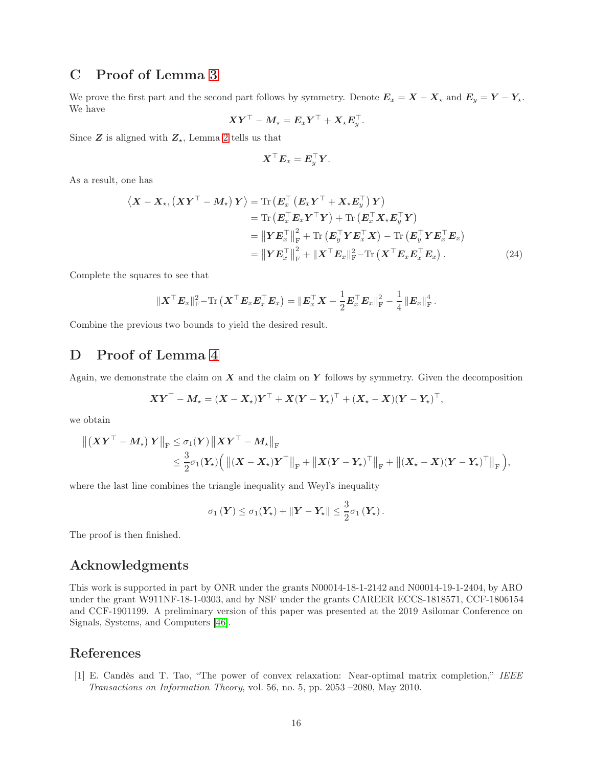# C Proof of Lemma 3

We prove the first part and the second part follows by symmetry. Denote $\boldsymbol{E}_x = \boldsymbol{X} - \boldsymbol{X}_\star$ and $\boldsymbol{E}_y = \boldsymbol{Y} - \boldsymbol{Y}_\star$. We have

$$\boldsymbol{X}\boldsymbol{Y}^\top - \boldsymbol{M}_\star = \boldsymbol{E}_x \boldsymbol{Y}^\top + \boldsymbol{X}_\star \boldsymbol{E}_y^\top.$$

Since $\boldsymbol{Z}$ is aligned with $\boldsymbol{Z}_\star$, Lemma 2 tells us that

$$\boldsymbol{X}^\top \boldsymbol{E}_x = \boldsymbol{E}_y^\top \boldsymbol{Y}.$$

As a result, one has

$$\begin{aligned}
\left\langle \boldsymbol{X} - \boldsymbol{X}_\star, \left(\boldsymbol{X}\boldsymbol{Y}^\top - \boldsymbol{M}_\star\right)\boldsymbol{Y}\right\rangle &= \mathrm{Tr}\left(\boldsymbol{E}_x^\top\left(\boldsymbol{E}_x\boldsymbol{Y}^\top + \boldsymbol{X}_\star\boldsymbol{E}_y^\top\right)\boldsymbol{Y}\right) \\
&= \mathrm{Tr}\left(\boldsymbol{E}_x^\top\boldsymbol{E}_x\boldsymbol{Y}^\top\boldsymbol{Y}\right) + \mathrm{Tr}\left(\boldsymbol{E}_x^\top\boldsymbol{X}_\star\boldsymbol{E}_y^\top\boldsymbol{Y}\right) \\
&= \left\|\boldsymbol{Y}\boldsymbol{E}_x^\top\right\|_{\mathrm{F}}^2 + \mathrm{Tr}\left(\boldsymbol{E}_y^\top\boldsymbol{Y}\boldsymbol{E}_x^\top\boldsymbol{X}\right) - \mathrm{Tr}\left(\boldsymbol{E}_y^\top\boldsymbol{Y}\boldsymbol{E}_x^\top\boldsymbol{E}_x\right) \\
&= \left\|\boldsymbol{Y}\boldsymbol{E}_x^\top\right\|_{\mathrm{F}}^2 + \|\boldsymbol{X}^\top\boldsymbol{E}_x\|_{\mathrm{F}}^2 - \mathrm{Tr}\left(\boldsymbol{X}^\top\boldsymbol{E}_x\boldsymbol{E}_x^\top\boldsymbol{E}_x\right). \qquad (24)
\end{aligned}$$

Complete the squares to see that

$$\|\boldsymbol{X}^\top\boldsymbol{E}_x\|_{\mathrm{F}}^2 - \mathrm{Tr}\left(\boldsymbol{X}^\top\boldsymbol{E}_x\boldsymbol{E}_x^\top\boldsymbol{E}_x\right) = \|\boldsymbol{E}_x^\top\boldsymbol{X} - \frac{1}{2}\boldsymbol{E}_x^\top\boldsymbol{E}_x\|_{\mathrm{F}}^2 - \frac{1}{4}\left\|\boldsymbol{E}_x\right\|_{\mathrm{F}}^4.$$

Combine the previous two bounds to yield the desired result.

# D Proof of Lemma 4

Again, we demonstrate the claim on $\boldsymbol{X}$ and the claim on $\boldsymbol{Y}$ follows by symmetry. Given the decomposition

$$\boldsymbol{X}\boldsymbol{Y}^\top - \boldsymbol{M}_\star = (\boldsymbol{X} - \boldsymbol{X}_\star)\boldsymbol{Y}^\top + \boldsymbol{X}(\boldsymbol{Y} - \boldsymbol{Y}_\star)^\top + (\boldsymbol{X}_\star - \boldsymbol{X})(\boldsymbol{Y} - \boldsymbol{Y}_\star)^\top,$$

we obtain

$$\begin{aligned}
\left\|\left(\boldsymbol{X}\boldsymbol{Y}^\top - \boldsymbol{M}_\star\right)\boldsymbol{Y}\right\|_{\mathrm{F}} &\le \sigma_1(\boldsymbol{Y})\left\|\boldsymbol{X}\boldsymbol{Y}^\top - \boldsymbol{M}_\star\right\|_{\mathrm{F}} \\
&\le \frac{3}{2}\sigma_1(\boldsymbol{Y}_\star)\Big(\left\|(\boldsymbol{X} - \boldsymbol{X}_\star)\boldsymbol{Y}^\top\right\|_{\mathrm{F}} + \left\|\boldsymbol{X}(\boldsymbol{Y} - \boldsymbol{Y}_\star)^\top\right\|_{\mathrm{F}} + \left\|(\boldsymbol{X}_\star - \boldsymbol{X})(\boldsymbol{Y} - \boldsymbol{Y}_\star)^\top\right\|_{\mathrm{F}}\Big),
\end{aligned}$$

where the last line combines the triangle inequality and Weyl's inequality

$$\sigma_1\left(\boldsymbol{Y}\right) \le \sigma_1(\boldsymbol{Y}_\star) + \|\boldsymbol{Y} - \boldsymbol{Y}_\star\| \le \frac{3}{2}\sigma_1\left(\boldsymbol{Y}_\star\right).$$

The proof is then finished.

## Acknowledgments

This work is supported in part by ONR under the grants N00014-18-1-2142 and N00014-19-1-2404, by ARO under the grant W911NF-18-1-0303, and by NSF under the grants CAREER ECCS-1818571, CCF-1806154 and CCF-1901199. A preliminary version of this paper was presented at the 2019 Asilomar Conference on Signals, Systems, and Computers [46].

## References

[1] E. Candès and T. Tao, "The power of convex relaxation: Near-optimal matrix completion," *IEEE Transactions on Information Theory*, vol. 56, no. 5, pp. 2053 –2080, May 2010.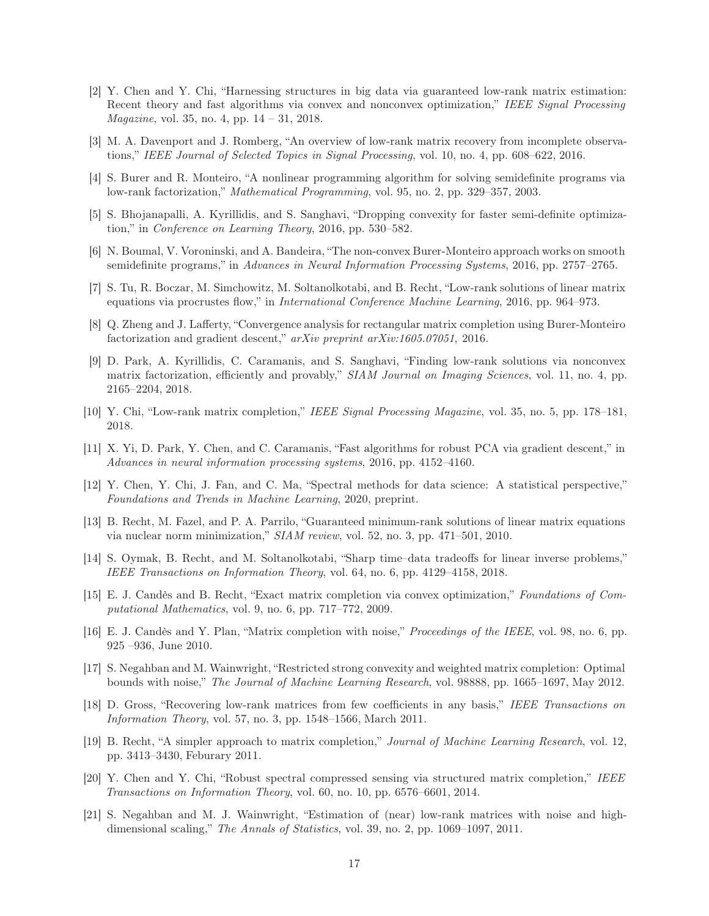[2] Y. Chen and Y. Chi, "Harnessing structures in big data via guaranteed low-rank matrix estimation: Recent theory and fast algorithms via convex and nonconvex optimization," *IEEE Signal Processing Magazine*, vol. 35, no. 4, pp. 14 – 31, 2018.

[3] M. A. Davenport and J. Romberg, "An overview of low-rank matrix recovery from incomplete observations," *IEEE Journal of Selected Topics in Signal Processing*, vol. 10, no. 4, pp. 608–622, 2016.

[4] S. Burer and R. Monteiro, "A nonlinear programming algorithm for solving semidefinite programs via low-rank factorization," *Mathematical Programming*, vol. 95, no. 2, pp. 329–357, 2003.

[5] S. Bhojanapalli, A. Kyrillidis, and S. Sanghavi, "Dropping convexity for faster semi-definite optimization," in *Conference on Learning Theory*, 2016, pp. 530–582.

[6] N. Boumal, V. Voroninski, and A. Bandeira, "The non-convex Burer-Monteiro approach works on smooth semidefinite programs," in *Advances in Neural Information Processing Systems*, 2016, pp. 2757–2765.

[7] S. Tu, R. Boczar, M. Simchowitz, M. Soltanolkotabi, and B. Recht, "Low-rank solutions of linear matrix equations via procrustes flow," in *International Conference Machine Learning*, 2016, pp. 964–973.

[8] Q. Zheng and J. Lafferty, "Convergence analysis for rectangular matrix completion using Burer-Monteiro factorization and gradient descent," *arXiv preprint arXiv:1605.07051*, 2016.

[9] D. Park, A. Kyrillidis, C. Caramanis, and S. Sanghavi, "Finding low-rank solutions via nonconvex matrix factorization, efficiently and provably," *SIAM Journal on Imaging Sciences*, vol. 11, no. 4, pp. 2165–2204, 2018.

[10] Y. Chi, "Low-rank matrix completion," *IEEE Signal Processing Magazine*, vol. 35, no. 5, pp. 178–181, 2018.

[11] X. Yi, D. Park, Y. Chen, and C. Caramanis, "Fast algorithms for robust PCA via gradient descent," in *Advances in neural information processing systems*, 2016, pp. 4152–4160.

[12] Y. Chen, Y. Chi, J. Fan, and C. Ma, "Spectral methods for data science: A statistical perspective," *Foundations and Trends in Machine Learning*, 2020, preprint.

[13] B. Recht, M. Fazel, and P. A. Parrilo, "Guaranteed minimum-rank solutions of linear matrix equations via nuclear norm minimization," *SIAM review*, vol. 52, no. 3, pp. 471–501, 2010.

[14] S. Oymak, B. Recht, and M. Soltanolkotabi, "Sharp time–data tradeoffs for linear inverse problems," *IEEE Transactions on Information Theory*, vol. 64, no. 6, pp. 4129–4158, 2018.

[15] E. J. Candès and B. Recht, "Exact matrix completion via convex optimization," *Foundations of Computational Mathematics*, vol. 9, no. 6, pp. 717–772, 2009.

[16] E. J. Candès and Y. Plan, "Matrix completion with noise," *Proceedings of the IEEE*, vol. 98, no. 6, pp. 925 –936, June 2010.

[17] S. Negahban and M. Wainwright, "Restricted strong convexity and weighted matrix completion: Optimal bounds with noise," *The Journal of Machine Learning Research*, vol. 98888, pp. 1665–1697, May 2012.

[18] D. Gross, "Recovering low-rank matrices from few coefficients in any basis," *IEEE Transactions on Information Theory*, vol. 57, no. 3, pp. 1548–1566, March 2011.

[19] B. Recht, "A simpler approach to matrix completion," *Journal of Machine Learning Research*, vol. 12, pp. 3413–3430, Feburary 2011.

[20] Y. Chen and Y. Chi, "Robust spectral compressed sensing via structured matrix completion," *IEEE Transactions on Information Theory*, vol. 60, no. 10, pp. 6576–6601, 2014.

[21] S. Negahban and M. J. Wainwright, "Estimation of (near) low-rank matrices with noise and high-dimensional scaling," *The Annals of Statistics*, vol. 39, no. 2, pp. 1069–1097, 2011.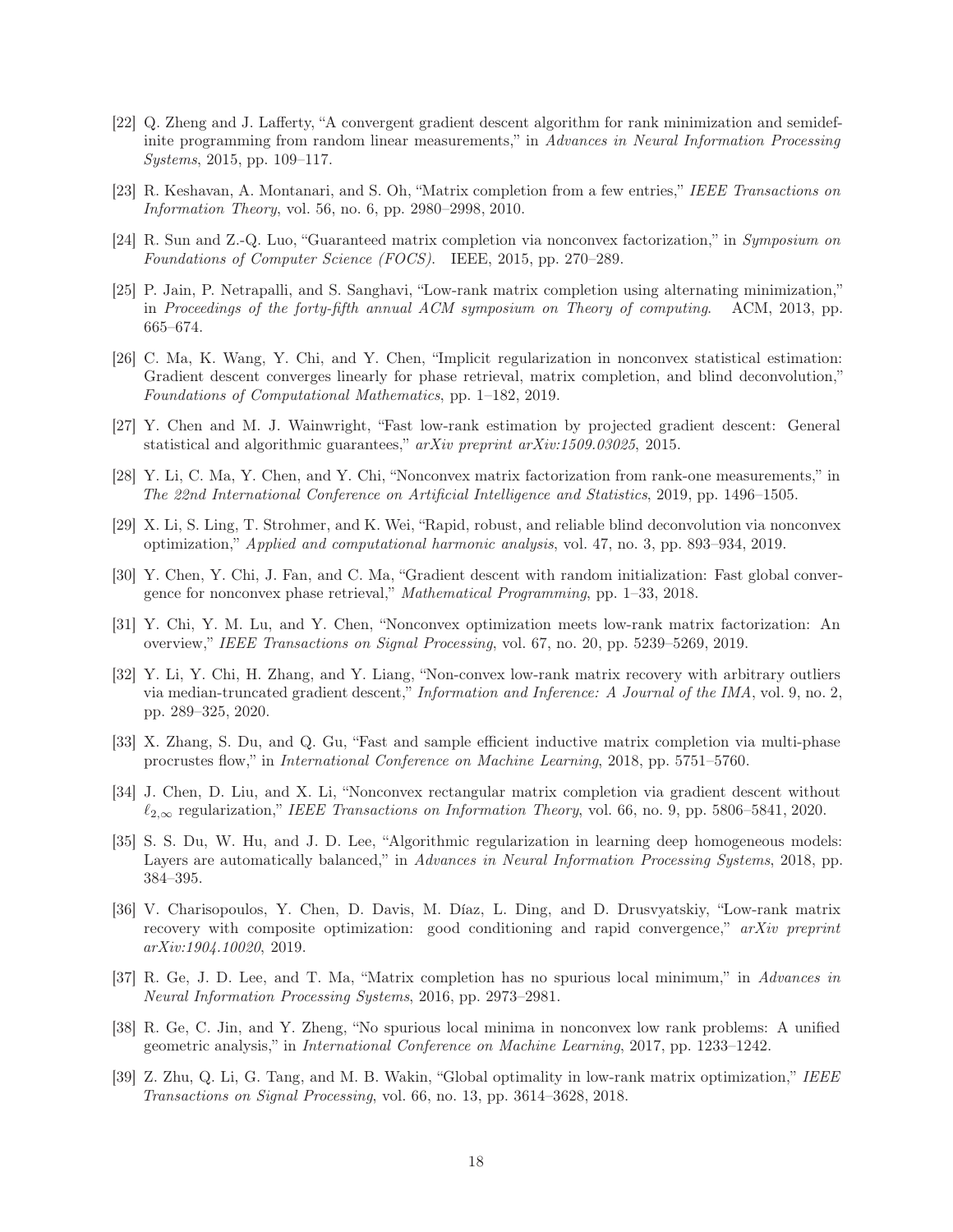[22] Q. Zheng and J. Lafferty, "A convergent gradient descent algorithm for rank minimization and semidefinite programming from random linear measurements," in *Advances in Neural Information Processing Systems*, 2015, pp. 109–117.

[23] R. Keshavan, A. Montanari, and S. Oh, "Matrix completion from a few entries," *IEEE Transactions on Information Theory*, vol. 56, no. 6, pp. 2980–2998, 2010.

[24] R. Sun and Z.-Q. Luo, "Guaranteed matrix completion via nonconvex factorization," in *Symposium on Foundations of Computer Science (FOCS).* IEEE, 2015, pp. 270–289.

[25] P. Jain, P. Netrapalli, and S. Sanghavi, "Low-rank matrix completion using alternating minimization," in *Proceedings of the forty-fifth annual ACM symposium on Theory of computing*. ACM, 2013, pp. 665–674.

[26] C. Ma, K. Wang, Y. Chi, and Y. Chen, "Implicit regularization in nonconvex statistical estimation: Gradient descent converges linearly for phase retrieval, matrix completion, and blind deconvolution," *Foundations of Computational Mathematics*, pp. 1–182, 2019.

[27] Y. Chen and M. J. Wainwright, "Fast low-rank estimation by projected gradient descent: General statistical and algorithmic guarantees," *arXiv preprint arXiv:1509.03025*, 2015.

[28] Y. Li, C. Ma, Y. Chen, and Y. Chi, "Nonconvex matrix factorization from rank-one measurements," in *The 22nd International Conference on Artificial Intelligence and Statistics*, 2019, pp. 1496–1505.

[29] X. Li, S. Ling, T. Strohmer, and K. Wei, "Rapid, robust, and reliable blind deconvolution via nonconvex optimization," *Applied and computational harmonic analysis*, vol. 47, no. 3, pp. 893–934, 2019.

[30] Y. Chen, Y. Chi, J. Fan, and C. Ma, "Gradient descent with random initialization: Fast global convergence for nonconvex phase retrieval," *Mathematical Programming*, pp. 1–33, 2018.

[31] Y. Chi, Y. M. Lu, and Y. Chen, "Nonconvex optimization meets low-rank matrix factorization: An overview," *IEEE Transactions on Signal Processing*, vol. 67, no. 20, pp. 5239–5269, 2019.

[32] Y. Li, Y. Chi, H. Zhang, and Y. Liang, "Non-convex low-rank matrix recovery with arbitrary outliers via median-truncated gradient descent," *Information and Inference: A Journal of the IMA*, vol. 9, no. 2, pp. 289–325, 2020.

[33] X. Zhang, S. Du, and Q. Gu, "Fast and sample efficient inductive matrix completion via multi-phase procrustes flow," in *International Conference on Machine Learning*, 2018, pp. 5751–5760.

[34] J. Chen, D. Liu, and X. Li, "Nonconvex rectangular matrix completion via gradient descent without $\ell_{2,\infty}$ regularization," *IEEE Transactions on Information Theory*, vol. 66, no. 9, pp. 5806–5841, 2020.

[35] S. S. Du, W. Hu, and J. D. Lee, "Algorithmic regularization in learning deep homogeneous models: Layers are automatically balanced," in *Advances in Neural Information Processing Systems*, 2018, pp. 384–395.

[36] V. Charisopoulos, Y. Chen, D. Davis, M. Díaz, L. Ding, and D. Drusvyatskiy, "Low-rank matrix recovery with composite optimization: good conditioning and rapid convergence," *arXiv preprint arXiv:1904.10020*, 2019.

[37] R. Ge, J. D. Lee, and T. Ma, "Matrix completion has no spurious local minimum," in *Advances in Neural Information Processing Systems*, 2016, pp. 2973–2981.

[38] R. Ge, C. Jin, and Y. Zheng, "No spurious local minima in nonconvex low rank problems: A unified geometric analysis," in *International Conference on Machine Learning*, 2017, pp. 1233–1242.

[39] Z. Zhu, Q. Li, G. Tang, and M. B. Wakin, "Global optimality in low-rank matrix optimization," *IEEE Transactions on Signal Processing*, vol. 66, no. 13, pp. 3614–3628, 2018.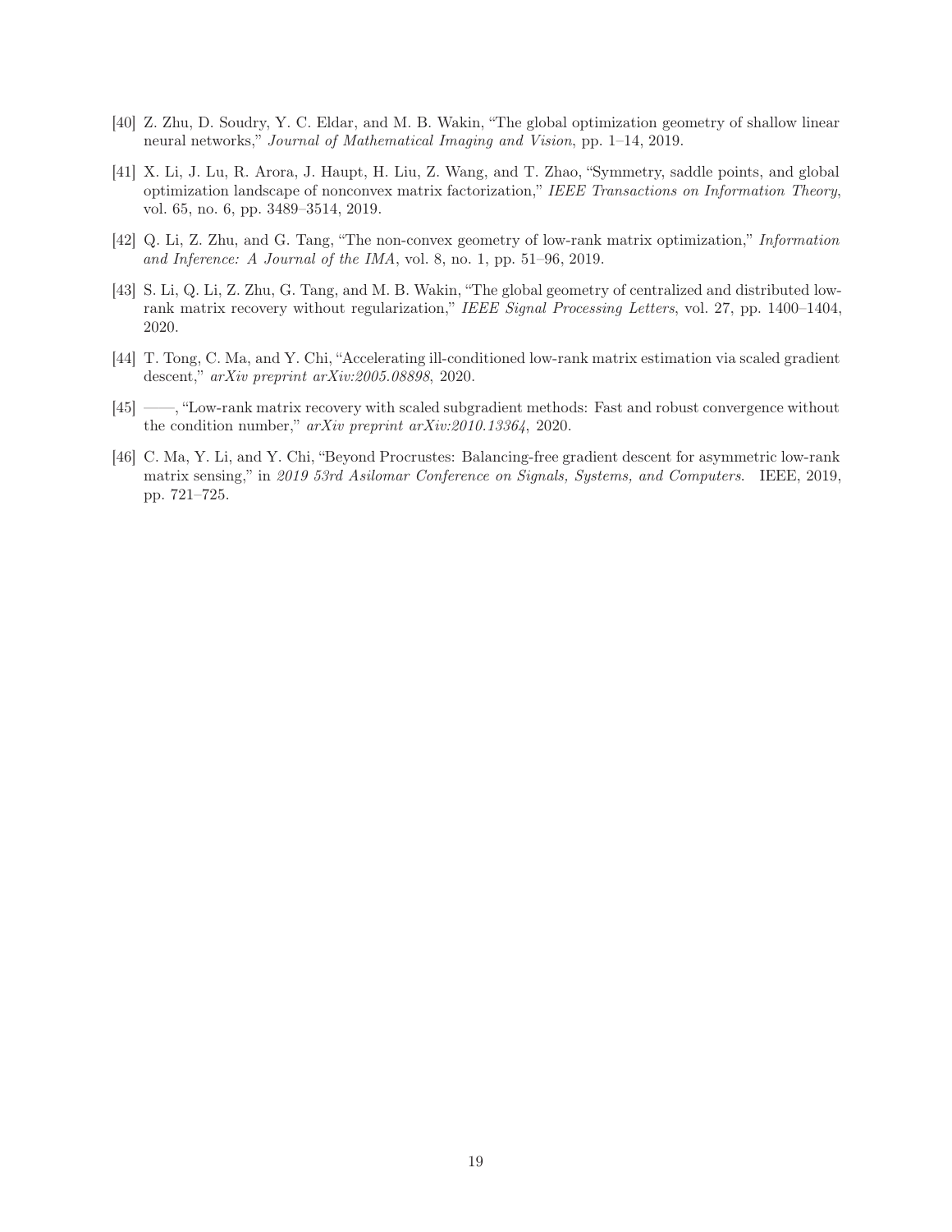[40] Z. Zhu, D. Soudry, Y. C. Eldar, and M. B. Wakin, "The global optimization geometry of shallow linear neural networks," *Journal of Mathematical Imaging and Vision*, pp. 1–14, 2019.

[41] X. Li, J. Lu, R. Arora, J. Haupt, H. Liu, Z. Wang, and T. Zhao, "Symmetry, saddle points, and global optimization landscape of nonconvex matrix factorization," *IEEE Transactions on Information Theory*, vol. 65, no. 6, pp. 3489–3514, 2019.

[42] Q. Li, Z. Zhu, and G. Tang, "The non-convex geometry of low-rank matrix optimization," *Information and Inference: A Journal of the IMA*, vol. 8, no. 1, pp. 51–96, 2019.

[43] S. Li, Q. Li, Z. Zhu, G. Tang, and M. B. Wakin, "The global geometry of centralized and distributed low-rank matrix recovery without regularization," *IEEE Signal Processing Letters*, vol. 27, pp. 1400–1404, 2020.

[44] T. Tong, C. Ma, and Y. Chi, "Accelerating ill-conditioned low-rank matrix estimation via scaled gradient descent," *arXiv preprint arXiv:2005.08898*, 2020.

[45] ——, "Low-rank matrix recovery with scaled subgradient methods: Fast and robust convergence without the condition number," *arXiv preprint arXiv:2010.13364*, 2020.

[46] C. Ma, Y. Li, and Y. Chi, "Beyond Procrustes: Balancing-free gradient descent for asymmetric low-rank matrix sensing," in *2019 53rd Asilomar Conference on Signals, Systems, and Computers*. IEEE, 2019, pp. 721–725.